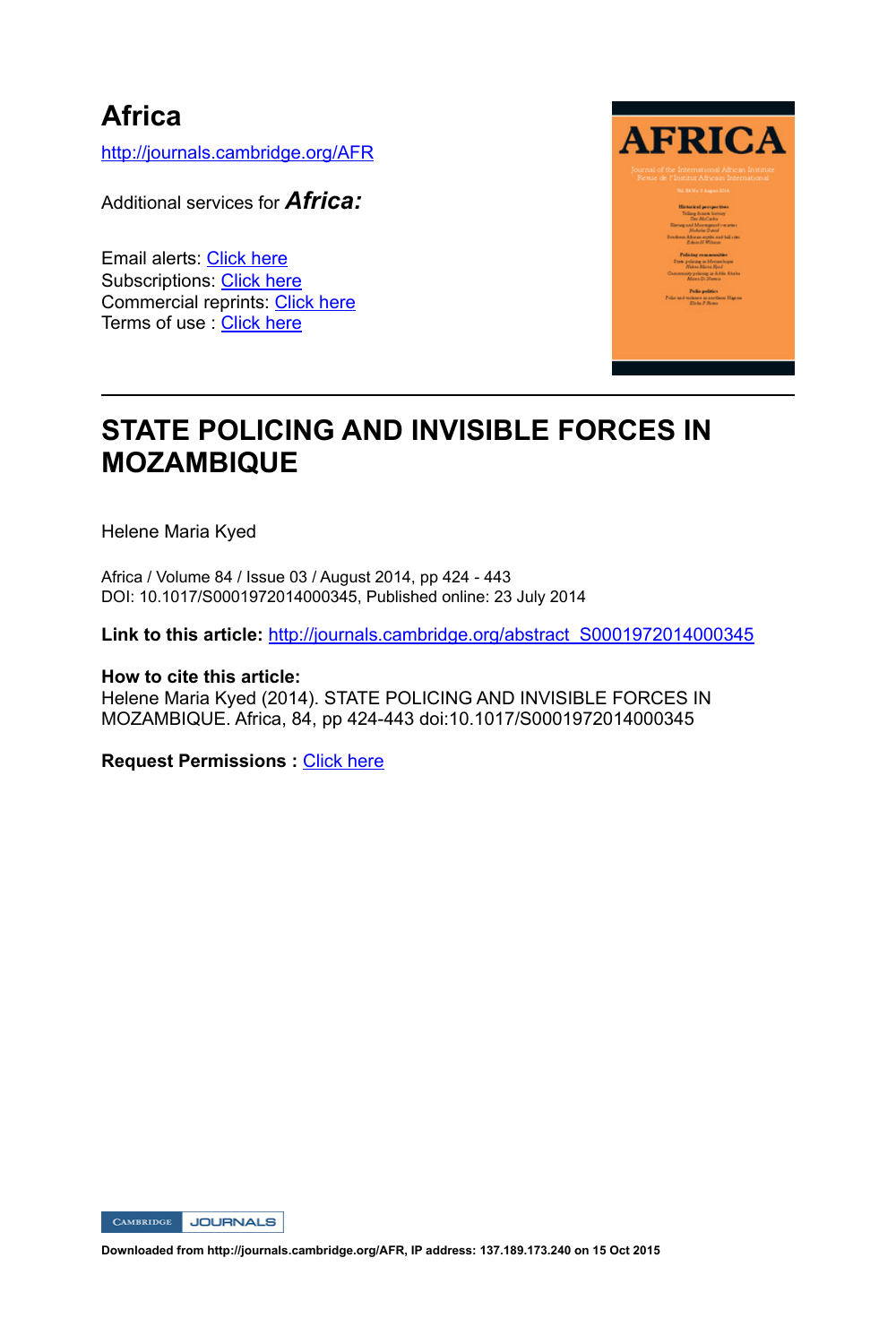# Africa

http://journals.cambridge.org/AFR

Additional services for ***Africa:***

Email alerts: Click here
Subscriptions: Click here
Commercial reprints: Click here
Terms of use : Click here

## STATE POLICING AND INVISIBLE FORCES IN MOZAMBIQUE

Helene Maria Kyed

Africa / Volume 84 / Issue 03 / August 2014, pp 424 - 443
DOI: 10.1017/S0001972014000345, Published online: 23 July 2014

**Link to this article:** http://journals.cambridge.org/abstract_S0001972014000345

**How to cite this article:**
Helene Maria Kyed (2014). STATE POLICING AND INVISIBLE FORCES IN MOZAMBIQUE. Africa, 84, pp 424-443 doi:10.1017/S0001972014000345

**Request Permissions :** Click here

Downloaded from http://journals.cambridge.org/AFR, IP address: 137.189.173.240 on 15 Oct 2015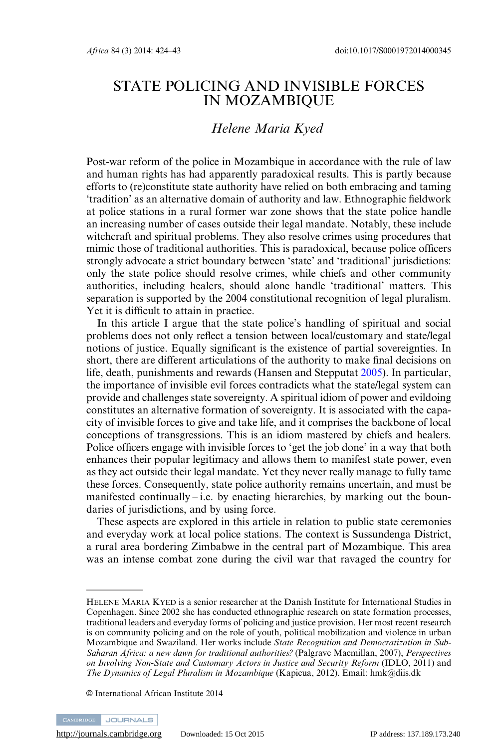# STATE POLICING AND INVISIBLE FORCES IN MOZAMBIQUE

*Helene Maria Kyed*

Post-war reform of the police in Mozambique in accordance with the rule of law and human rights has had apparently paradoxical results. This is partly because efforts to (re)constitute state authority have relied on both embracing and taming 'tradition' as an alternative domain of authority and law. Ethnographic fieldwork at police stations in a rural former war zone shows that the state police handle an increasing number of cases outside their legal mandate. Notably, these include witchcraft and spiritual problems. They also resolve crimes using procedures that mimic those of traditional authorities. This is paradoxical, because police officers strongly advocate a strict boundary between 'state' and 'traditional' jurisdictions: only the state police should resolve crimes, while chiefs and other community authorities, including healers, should alone handle 'traditional' matters. This separation is supported by the 2004 constitutional recognition of legal pluralism. Yet it is difficult to attain in practice.

In this article I argue that the state police's handling of spiritual and social problems does not only reflect a tension between local/customary and state/legal notions of justice. Equally significant is the existence of partial sovereignties. In short, there are different articulations of the authority to make final decisions on life, death, punishments and rewards (Hansen and Stepputat 2005). In particular, the importance of invisible evil forces contradicts what the state/legal system can provide and challenges state sovereignty. A spiritual idiom of power and evildoing constitutes an alternative formation of sovereignty. It is associated with the capacity of invisible forces to give and take life, and it comprises the backbone of local conceptions of transgressions. This is an idiom mastered by chiefs and healers. Police officers engage with invisible forces to 'get the job done' in a way that both enhances their popular legitimacy and allows them to manifest state power, even as they act outside their legal mandate. Yet they never really manage to fully tame these forces. Consequently, state police authority remains uncertain, and must be manifested continually – i.e. by enacting hierarchies, by marking out the boundaries of jurisdictions, and by using force.

These aspects are explored in this article in relation to public state ceremonies and everyday work at local police stations. The context is Sussundenga District, a rural area bordering Zimbabwe in the central part of Mozambique. This area was an intense combat zone during the civil war that ravaged the country for

---

HELENE MARIA KYED is a senior researcher at the Danish Institute for International Studies in Copenhagen. Since 2002 she has conducted ethnographic research on state formation processes, traditional leaders and everyday forms of policing and justice provision. Her most recent research is on community policing and on the role of youth, political mobilization and violence in urban Mozambique and Swaziland. Her works include *State Recognition and Democratization in Sub-Saharan Africa: a new dawn for traditional authorities?* (Palgrave Macmillan, 2007), *Perspectives on Involving Non-State and Customary Actors in Justice and Security Reform* (IDLO, 2011) and *The Dynamics of Legal Pluralism in Mozambique* (Kapicua, 2012). Email: hmk@diis.dk

© International African Institute 2014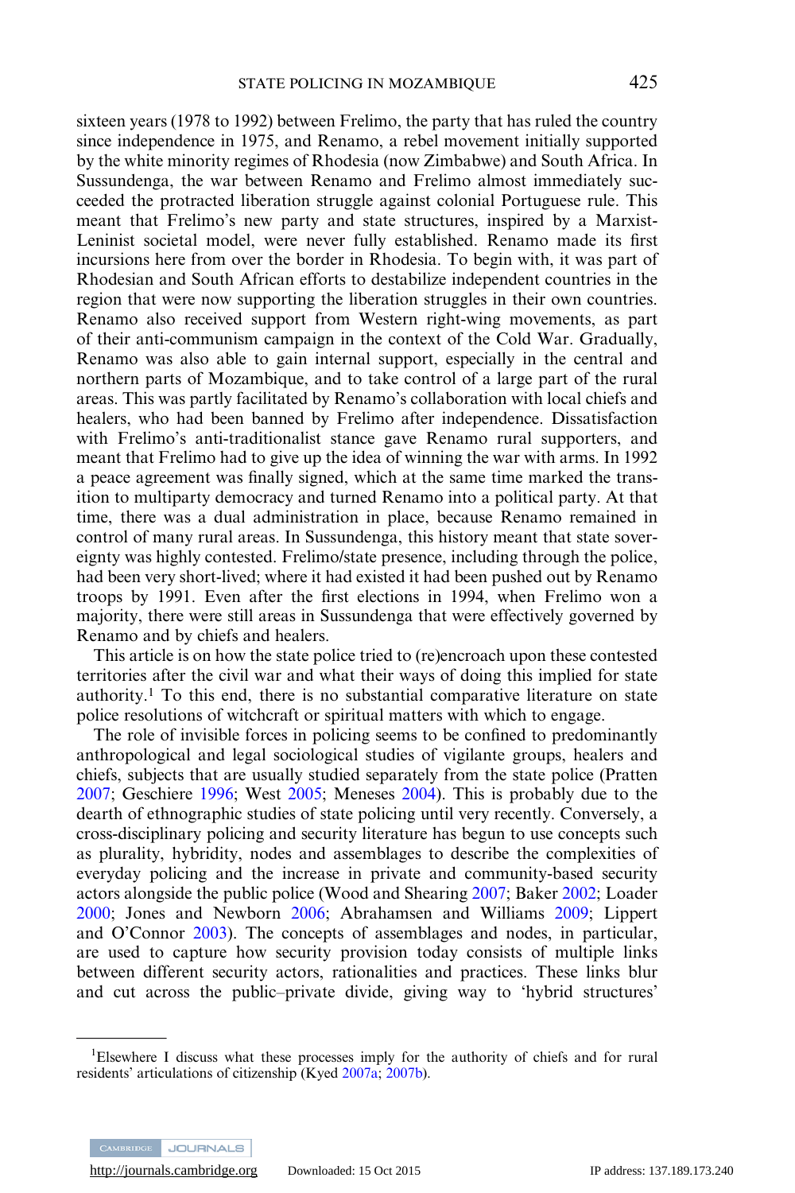sixteen years (1978 to 1992) between Frelimo, the party that has ruled the country since independence in 1975, and Renamo, a rebel movement initially supported by the white minority regimes of Rhodesia (now Zimbabwe) and South Africa. In Sussundenga, the war between Renamo and Frelimo almost immediately succeeded the protracted liberation struggle against colonial Portuguese rule. This meant that Frelimo's new party and state structures, inspired by a Marxist-Leninist societal model, were never fully established. Renamo made its first incursions here from over the border in Rhodesia. To begin with, it was part of Rhodesian and South African efforts to destabilize independent countries in the region that were now supporting the liberation struggles in their own countries. Renamo also received support from Western right-wing movements, as part of their anti-communism campaign in the context of the Cold War. Gradually, Renamo was also able to gain internal support, especially in the central and northern parts of Mozambique, and to take control of a large part of the rural areas. This was partly facilitated by Renamo's collaboration with local chiefs and healers, who had been banned by Frelimo after independence. Dissatisfaction with Frelimo's anti-traditionalist stance gave Renamo rural supporters, and meant that Frelimo had to give up the idea of winning the war with arms. In 1992 a peace agreement was finally signed, which at the same time marked the transition to multiparty democracy and turned Renamo into a political party. At that time, there was a dual administration in place, because Renamo remained in control of many rural areas. In Sussundenga, this history meant that state sovereignty was highly contested. Frelimo/state presence, including through the police, had been very short-lived; where it had existed it had been pushed out by Renamo troops by 1991. Even after the first elections in 1994, when Frelimo won a majority, there were still areas in Sussundenga that were effectively governed by Renamo and by chiefs and healers.

This article is on how the state police tried to (re)encroach upon these contested territories after the civil war and what their ways of doing this implied for state authority.[1] To this end, there is no substantial comparative literature on state police resolutions of witchcraft or spiritual matters with which to engage.

The role of invisible forces in policing seems to be confined to predominantly anthropological and legal sociological studies of vigilante groups, healers and chiefs, subjects that are usually studied separately from the state police (Pratten 2007; Geschiere 1996; West 2005; Meneses 2004). This is probably due to the dearth of ethnographic studies of state policing until very recently. Conversely, a cross-disciplinary policing and security literature has begun to use concepts such as plurality, hybridity, nodes and assemblages to describe the complexities of everyday policing and the increase in private and community-based security actors alongside the public police (Wood and Shearing 2007; Baker 2002; Loader 2000; Jones and Newborn 2006; Abrahamsen and Williams 2009; Lippert and O'Connor 2003). The concepts of assemblages and nodes, in particular, are used to capture how security provision today consists of multiple links between different security actors, rationalities and practices. These links blur and cut across the public–private divide, giving way to 'hybrid structures'

[1] Elsewhere I discuss what these processes imply for the authority of chiefs and for rural residents' articulations of citizenship (Kyed 2007a; 2007b).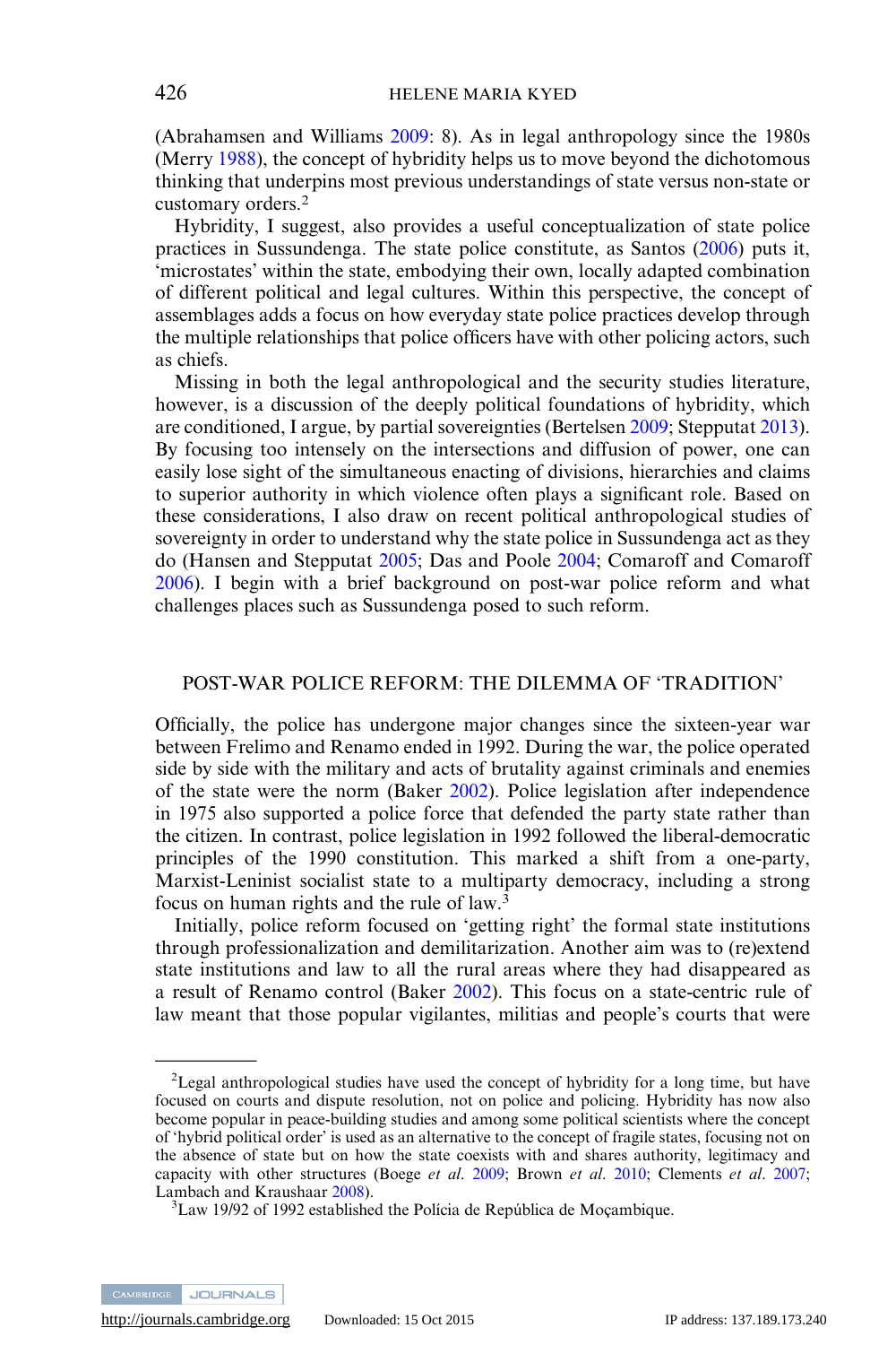(Abrahamsen and Williams 2009: 8). As in legal anthropology since the 1980s (Merry 1988), the concept of hybridity helps us to move beyond the dichotomous thinking that underpins most previous understandings of state versus non-state or customary orders.[2]

Hybridity, I suggest, also provides a useful conceptualization of state police practices in Sussundenga. The state police constitute, as Santos (2006) puts it, 'microstates' within the state, embodying their own, locally adapted combination of different political and legal cultures. Within this perspective, the concept of assemblages adds a focus on how everyday state police practices develop through the multiple relationships that police officers have with other policing actors, such as chiefs.

Missing in both the legal anthropological and the security studies literature, however, is a discussion of the deeply political foundations of hybridity, which are conditioned, I argue, by partial sovereignties (Bertelsen 2009; Stepputat 2013). By focusing too intensely on the intersections and diffusion of power, one can easily lose sight of the simultaneous enacting of divisions, hierarchies and claims to superior authority in which violence often plays a significant role. Based on these considerations, I also draw on recent political anthropological studies of sovereignty in order to understand why the state police in Sussundenga act as they do (Hansen and Stepputat 2005; Das and Poole 2004; Comaroff and Comaroff 2006). I begin with a brief background on post-war police reform and what challenges places such as Sussundenga posed to such reform.

## POST-WAR POLICE REFORM: THE DILEMMA OF 'TRADITION'

Officially, the police has undergone major changes since the sixteen-year war between Frelimo and Renamo ended in 1992. During the war, the police operated side by side with the military and acts of brutality against criminals and enemies of the state were the norm (Baker 2002). Police legislation after independence in 1975 also supported a police force that defended the party state rather than the citizen. In contrast, police legislation in 1992 followed the liberal-democratic principles of the 1990 constitution. This marked a shift from a one-party, Marxist-Leninist socialist state to a multiparty democracy, including a strong focus on human rights and the rule of law.[3]

Initially, police reform focused on 'getting right' the formal state institutions through professionalization and demilitarization. Another aim was to (re)extend state institutions and law to all the rural areas where they had disappeared as a result of Renamo control (Baker 2002). This focus on a state-centric rule of law meant that those popular vigilantes, militias and people's courts that were

---

[2]Legal anthropological studies have used the concept of hybridity for a long time, but have focused on courts and dispute resolution, not on police and policing. Hybridity has now also become popular in peace-building studies and among some political scientists where the concept of 'hybrid political order' is used as an alternative to the concept of fragile states, focusing not on the absence of state but on how the state coexists with and shares authority, legitimacy and capacity with other structures (Boege *et al.* 2009; Brown *et al.* 2010; Clements *et al.* 2007; Lambach and Kraushaar 2008).

[3]Law 19/92 of 1992 established the Polícia de República de Moçambique.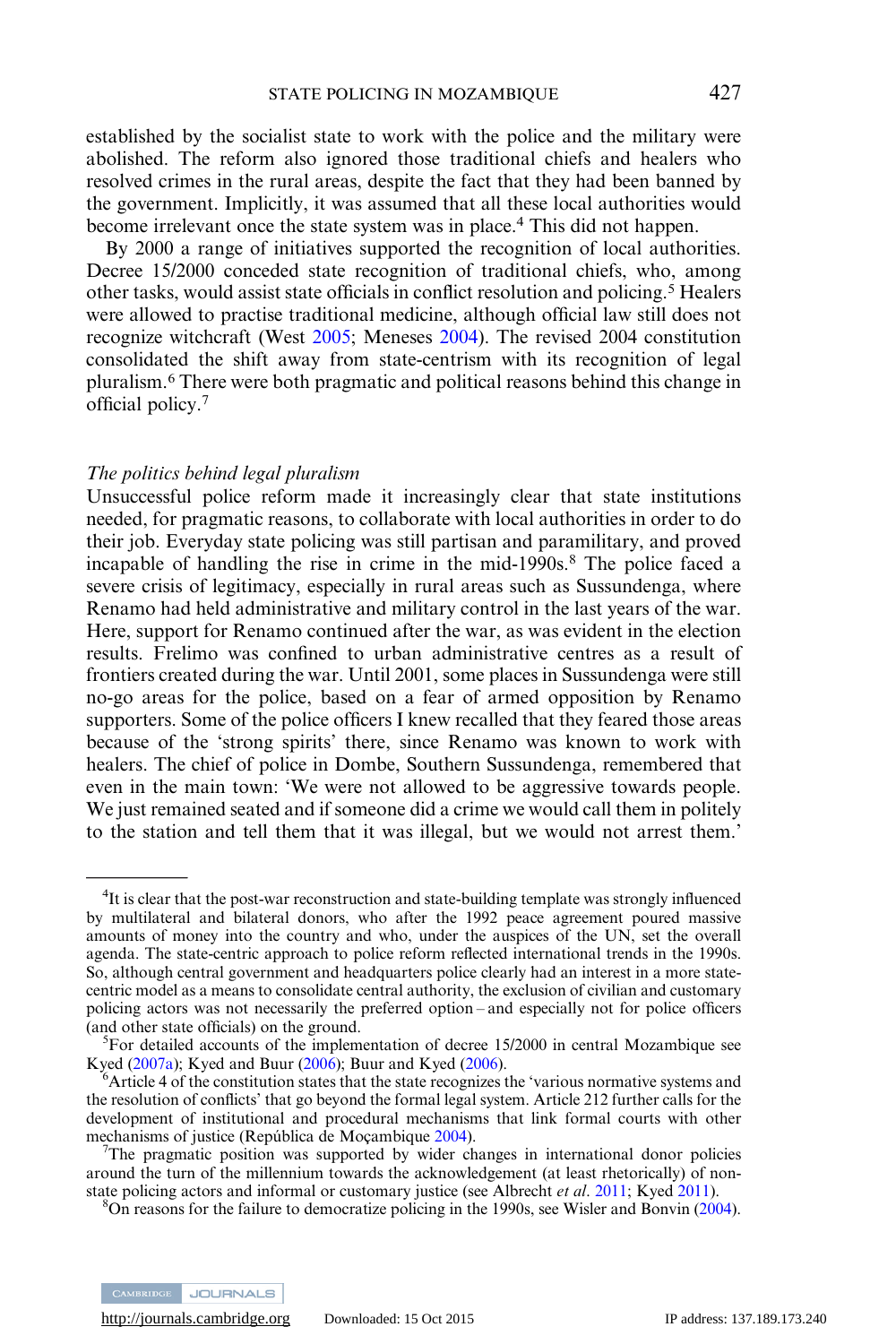established by the socialist state to work with the police and the military were abolished. The reform also ignored those traditional chiefs and healers who resolved crimes in the rural areas, despite the fact that they had been banned by the government. Implicitly, it was assumed that all these local authorities would become irrelevant once the state system was in place.[4] This did not happen.

By 2000 a range of initiatives supported the recognition of local authorities. Decree 15/2000 conceded state recognition of traditional chiefs, who, among other tasks, would assist state officials in conflict resolution and policing.[5] Healers were allowed to practise traditional medicine, although official law still does not recognize witchcraft (West 2005; Meneses 2004). The revised 2004 constitution consolidated the shift away from state-centrism with its recognition of legal pluralism.[6] There were both pragmatic and political reasons behind this change in official policy.[7]

*The politics behind legal pluralism*

Unsuccessful police reform made it increasingly clear that state institutions needed, for pragmatic reasons, to collaborate with local authorities in order to do their job. Everyday state policing was still partisan and paramilitary, and proved incapable of handling the rise in crime in the mid-1990s.[8] The police faced a severe crisis of legitimacy, especially in rural areas such as Sussundenga, where Renamo had held administrative and military control in the last years of the war. Here, support for Renamo continued after the war, as was evident in the election results. Frelimo was confined to urban administrative centres as a result of frontiers created during the war. Until 2001, some places in Sussundenga were still no-go areas for the police, based on a fear of armed opposition by Renamo supporters. Some of the police officers I knew recalled that they feared those areas because of the 'strong spirits' there, since Renamo was known to work with healers. The chief of police in Dombe, Southern Sussundenga, remembered that even in the main town: 'We were not allowed to be aggressive towards people. We just remained seated and if someone did a crime we would call them in politely to the station and tell them that it was illegal, but we would not arrest them.'

---

[4]It is clear that the post-war reconstruction and state-building template was strongly influenced by multilateral and bilateral donors, who after the 1992 peace agreement poured massive amounts of money into the country and who, under the auspices of the UN, set the overall agenda. The state-centric approach to police reform reflected international trends in the 1990s. So, although central government and headquarters police clearly had an interest in a more state-centric model as a means to consolidate central authority, the exclusion of civilian and customary policing actors was not necessarily the preferred option – and especially not for police officers (and other state officials) on the ground.

[5]For detailed accounts of the implementation of decree 15/2000 in central Mozambique see Kyed (2007a); Kyed and Buur (2006); Buur and Kyed (2006).

[6]Article 4 of the constitution states that the state recognizes the 'various normative systems and the resolution of conflicts' that go beyond the formal legal system. Article 212 further calls for the development of institutional and procedural mechanisms that link formal courts with other mechanisms of justice (República de Moçambique 2004).

[7]The pragmatic position was supported by wider changes in international donor policies around the turn of the millennium towards the acknowledgement (at least rhetorically) of non-state policing actors and informal or customary justice (see Albrecht *et al.* 2011; Kyed 2011).

[8]On reasons for the failure to democratize policing in the 1990s, see Wisler and Bonvin (2004).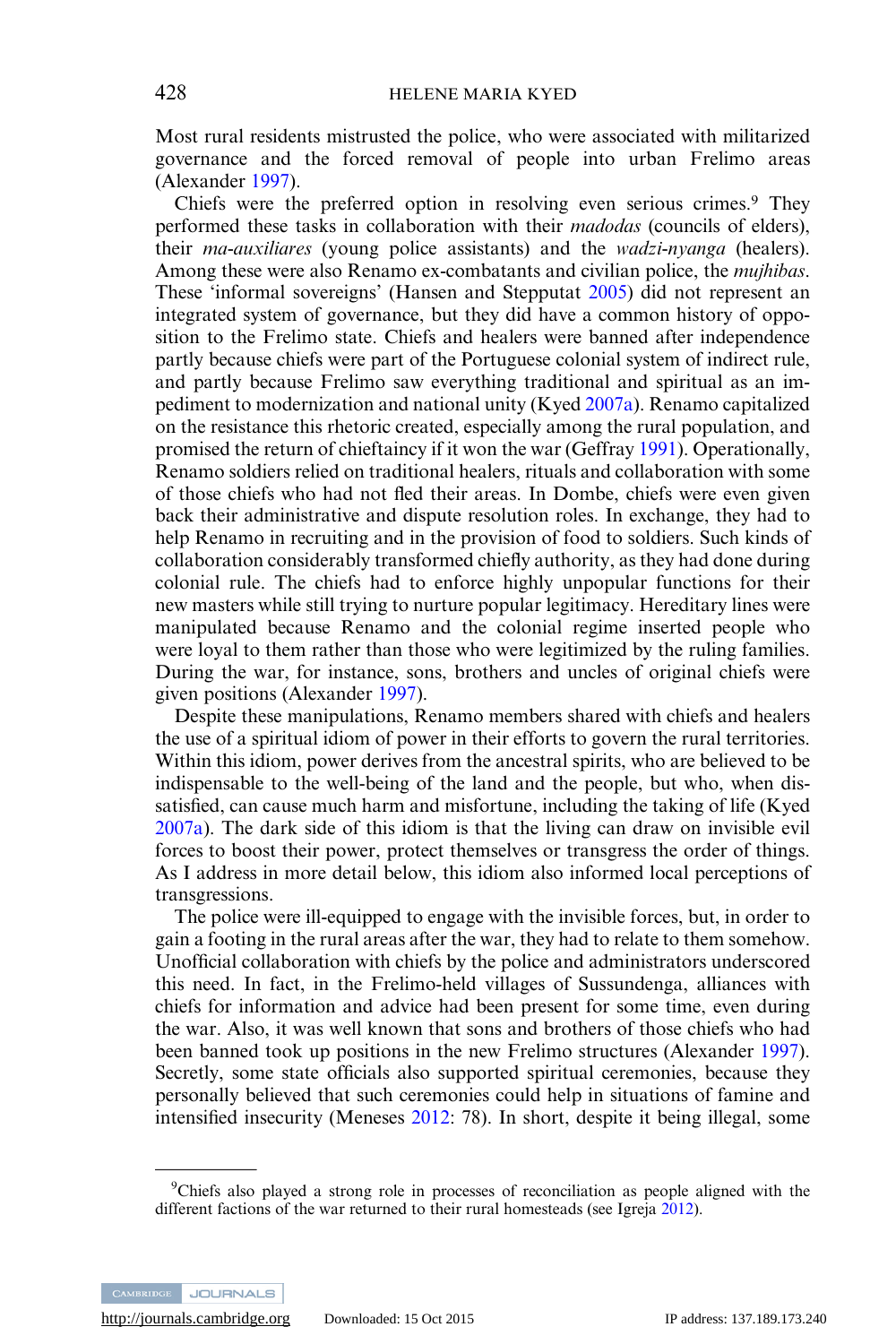Most rural residents mistrusted the police, who were associated with militarized governance and the forced removal of people into urban Frelimo areas (Alexander 1997).

Chiefs were the preferred option in resolving even serious crimes.[9] They performed these tasks in collaboration with their *madodas* (councils of elders), their *ma-auxiliares* (young police assistants) and the *wadzi-nyanga* (healers). Among these were also Renamo ex-combatants and civilian police, the *mujhibas*. These 'informal sovereigns' (Hansen and Stepputat 2005) did not represent an integrated system of governance, but they did have a common history of opposition to the Frelimo state. Chiefs and healers were banned after independence partly because chiefs were part of the Portuguese colonial system of indirect rule, and partly because Frelimo saw everything traditional and spiritual as an impediment to modernization and national unity (Kyed 2007a). Renamo capitalized on the resistance this rhetoric created, especially among the rural population, and promised the return of chieftaincy if it won the war (Geffray 1991). Operationally, Renamo soldiers relied on traditional healers, rituals and collaboration with some of those chiefs who had not fled their areas. In Dombe, chiefs were even given back their administrative and dispute resolution roles. In exchange, they had to help Renamo in recruiting and in the provision of food to soldiers. Such kinds of collaboration considerably transformed chiefly authority, as they had done during colonial rule. The chiefs had to enforce highly unpopular functions for their new masters while still trying to nurture popular legitimacy. Hereditary lines were manipulated because Renamo and the colonial regime inserted people who were loyal to them rather than those who were legitimized by the ruling families. During the war, for instance, sons, brothers and uncles of original chiefs were given positions (Alexander 1997).

Despite these manipulations, Renamo members shared with chiefs and healers the use of a spiritual idiom of power in their efforts to govern the rural territories. Within this idiom, power derives from the ancestral spirits, who are believed to be indispensable to the well-being of the land and the people, but who, when dissatisfied, can cause much harm and misfortune, including the taking of life (Kyed 2007a). The dark side of this idiom is that the living can draw on invisible evil forces to boost their power, protect themselves or transgress the order of things. As I address in more detail below, this idiom also informed local perceptions of transgressions.

The police were ill-equipped to engage with the invisible forces, but, in order to gain a footing in the rural areas after the war, they had to relate to them somehow. Unofficial collaboration with chiefs by the police and administrators underscored this need. In fact, in the Frelimo-held villages of Sussundenga, alliances with chiefs for information and advice had been present for some time, even during the war. Also, it was well known that sons and brothers of those chiefs who had been banned took up positions in the new Frelimo structures (Alexander 1997). Secretly, some state officials also supported spiritual ceremonies, because they personally believed that such ceremonies could help in situations of famine and intensified insecurity (Meneses 2012: 78). In short, despite it being illegal, some

[9] Chiefs also played a strong role in processes of reconciliation as people aligned with the different factions of the war returned to their rural homesteads (see Igreja 2012).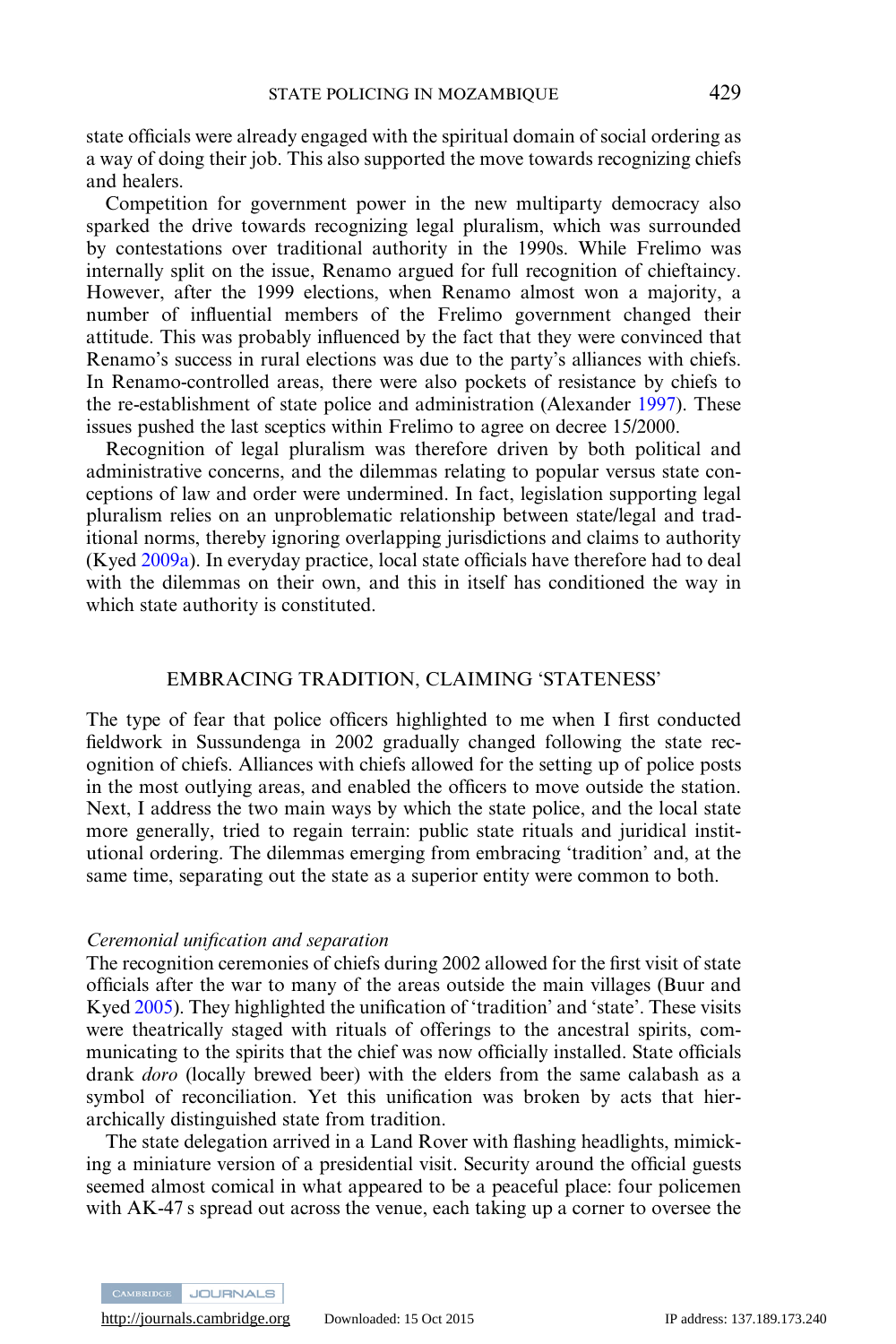state officials were already engaged with the spiritual domain of social ordering as a way of doing their job. This also supported the move towards recognizing chiefs and healers.

Competition for government power in the new multiparty democracy also sparked the drive towards recognizing legal pluralism, which was surrounded by contestations over traditional authority in the 1990s. While Frelimo was internally split on the issue, Renamo argued for full recognition of chieftaincy. However, after the 1999 elections, when Renamo almost won a majority, a number of influential members of the Frelimo government changed their attitude. This was probably influenced by the fact that they were convinced that Renamo's success in rural elections was due to the party's alliances with chiefs. In Renamo-controlled areas, there were also pockets of resistance by chiefs to the re-establishment of state police and administration (Alexander 1997). These issues pushed the last sceptics within Frelimo to agree on decree 15/2000.

Recognition of legal pluralism was therefore driven by both political and administrative concerns, and the dilemmas relating to popular versus state conceptions of law and order were undermined. In fact, legislation supporting legal pluralism relies on an unproblematic relationship between state/legal and traditional norms, thereby ignoring overlapping jurisdictions and claims to authority (Kyed 2009a). In everyday practice, local state officials have therefore had to deal with the dilemmas on their own, and this in itself has conditioned the way in which state authority is constituted.

## EMBRACING TRADITION, CLAIMING 'STATENESS'

The type of fear that police officers highlighted to me when I first conducted fieldwork in Sussundenga in 2002 gradually changed following the state recognition of chiefs. Alliances with chiefs allowed for the setting up of police posts in the most outlying areas, and enabled the officers to move outside the station. Next, I address the two main ways by which the state police, and the local state more generally, tried to regain terrain: public state rituals and juridical institutional ordering. The dilemmas emerging from embracing 'tradition' and, at the same time, separating out the state as a superior entity were common to both.

### *Ceremonial unification and separation*

The recognition ceremonies of chiefs during 2002 allowed for the first visit of state officials after the war to many of the areas outside the main villages (Buur and Kyed 2005). They highlighted the unification of 'tradition' and 'state'. These visits were theatrically staged with rituals of offerings to the ancestral spirits, communicating to the spirits that the chief was now officially installed. State officials drank *doro* (locally brewed beer) with the elders from the same calabash as a symbol of reconciliation. Yet this unification was broken by acts that hierarchically distinguished state from tradition.

The state delegation arrived in a Land Rover with flashing headlights, mimicking a miniature version of a presidential visit. Security around the official guests seemed almost comical in what appeared to be a peaceful place: four policemen with AK-47 s spread out across the venue, each taking up a corner to oversee the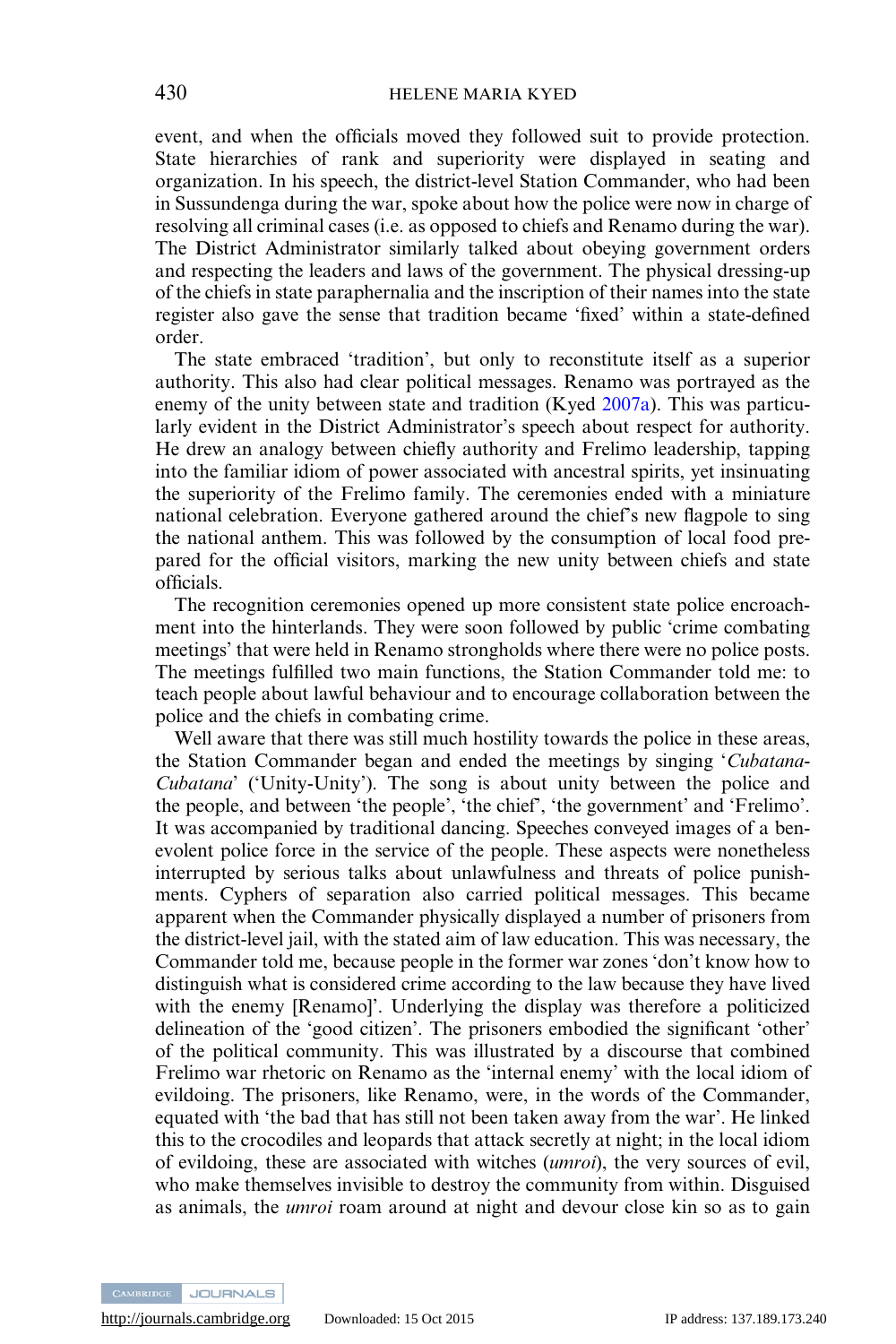event, and when the officials moved they followed suit to provide protection. State hierarchies of rank and superiority were displayed in seating and organization. In his speech, the district-level Station Commander, who had been in Sussundenga during the war, spoke about how the police were now in charge of resolving all criminal cases (i.e. as opposed to chiefs and Renamo during the war). The District Administrator similarly talked about obeying government orders and respecting the leaders and laws of the government. The physical dressing-up of the chiefs in state paraphernalia and the inscription of their names into the state register also gave the sense that tradition became 'fixed' within a state-defined order.

The state embraced 'tradition', but only to reconstitute itself as a superior authority. This also had clear political messages. Renamo was portrayed as the enemy of the unity between state and tradition (Kyed 2007a). This was particularly evident in the District Administrator's speech about respect for authority. He drew an analogy between chiefly authority and Frelimo leadership, tapping into the familiar idiom of power associated with ancestral spirits, yet insinuating the superiority of the Frelimo family. The ceremonies ended with a miniature national celebration. Everyone gathered around the chief's new flagpole to sing the national anthem. This was followed by the consumption of local food prepared for the official visitors, marking the new unity between chiefs and state officials.

The recognition ceremonies opened up more consistent state police encroachment into the hinterlands. They were soon followed by public 'crime combating meetings' that were held in Renamo strongholds where there were no police posts. The meetings fulfilled two main functions, the Station Commander told me: to teach people about lawful behaviour and to encourage collaboration between the police and the chiefs in combating crime.

Well aware that there was still much hostility towards the police in these areas, the Station Commander began and ended the meetings by singing '*Cubatana-Cubatana*' ('Unity-Unity'). The song is about unity between the police and the people, and between 'the people', 'the chief', 'the government' and 'Frelimo'. It was accompanied by traditional dancing. Speeches conveyed images of a benevolent police force in the service of the people. These aspects were nonetheless interrupted by serious talks about unlawfulness and threats of police punishments. Cyphers of separation also carried political messages. This became apparent when the Commander physically displayed a number of prisoners from the district-level jail, with the stated aim of law education. This was necessary, the Commander told me, because people in the former war zones 'don't know how to distinguish what is considered crime according to the law because they have lived with the enemy [Renamo]'. Underlying the display was therefore a politicized delineation of the 'good citizen'. The prisoners embodied the significant 'other' of the political community. This was illustrated by a discourse that combined Frelimo war rhetoric on Renamo as the 'internal enemy' with the local idiom of evildoing. The prisoners, like Renamo, were, in the words of the Commander, equated with 'the bad that has still not been taken away from the war'. He linked this to the crocodiles and leopards that attack secretly at night; in the local idiom of evildoing, these are associated with witches (*umroi*), the very sources of evil, who make themselves invisible to destroy the community from within. Disguised as animals, the *umroi* roam around at night and devour close kin so as to gain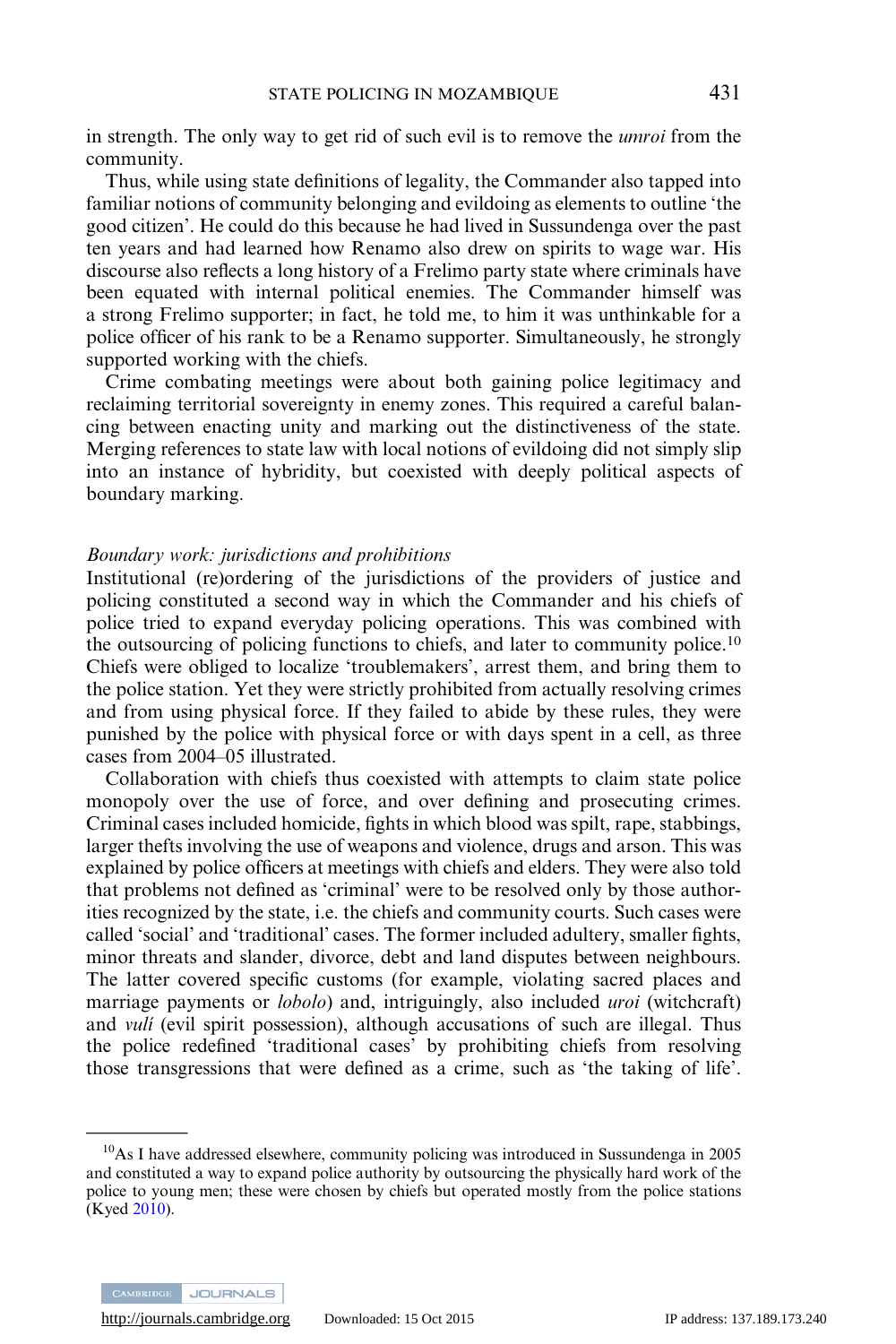in strength. The only way to get rid of such evil is to remove the *umroi* from the community.

Thus, while using state definitions of legality, the Commander also tapped into familiar notions of community belonging and evildoing as elements to outline 'the good citizen'. He could do this because he had lived in Sussundenga over the past ten years and had learned how Renamo also drew on spirits to wage war. His discourse also reflects a long history of a Frelimo party state where criminals have been equated with internal political enemies. The Commander himself was a strong Frelimo supporter; in fact, he told me, to him it was unthinkable for a police officer of his rank to be a Renamo supporter. Simultaneously, he strongly supported working with the chiefs.

Crime combating meetings were about both gaining police legitimacy and reclaiming territorial sovereignty in enemy zones. This required a careful balancing between enacting unity and marking out the distinctiveness of the state. Merging references to state law with local notions of evildoing did not simply slip into an instance of hybridity, but coexisted with deeply political aspects of boundary marking.

### *Boundary work: jurisdictions and prohibitions*

Institutional (re)ordering of the jurisdictions of the providers of justice and policing constituted a second way in which the Commander and his chiefs of police tried to expand everyday policing operations. This was combined with the outsourcing of policing functions to chiefs, and later to community police.[10] Chiefs were obliged to localize 'troublemakers', arrest them, and bring them to the police station. Yet they were strictly prohibited from actually resolving crimes and from using physical force. If they failed to abide by these rules, they were punished by the police with physical force or with days spent in a cell, as three cases from 2004–05 illustrated.

Collaboration with chiefs thus coexisted with attempts to claim state police monopoly over the use of force, and over defining and prosecuting crimes. Criminal cases included homicide, fights in which blood was spilt, rape, stabbings, larger thefts involving the use of weapons and violence, drugs and arson. This was explained by police officers at meetings with chiefs and elders. They were also told that problems not defined as 'criminal' were to be resolved only by those authorities recognized by the state, i.e. the chiefs and community courts. Such cases were called 'social' and 'traditional' cases. The former included adultery, smaller fights, minor threats and slander, divorce, debt and land disputes between neighbours. The latter covered specific customs (for example, violating sacred places and marriage payments or *lobolo*) and, intriguingly, also included *uroi* (witchcraft) and *vulí* (evil spirit possession), although accusations of such are illegal. Thus the police redefined 'traditional cases' by prohibiting chiefs from resolving those transgressions that were defined as a crime, such as 'the taking of life'.

---

[10]As I have addressed elsewhere, community policing was introduced in Sussundenga in 2005 and constituted a way to expand police authority by outsourcing the physically hard work of the police to young men; these were chosen by chiefs but operated mostly from the police stations (Kyed 2010).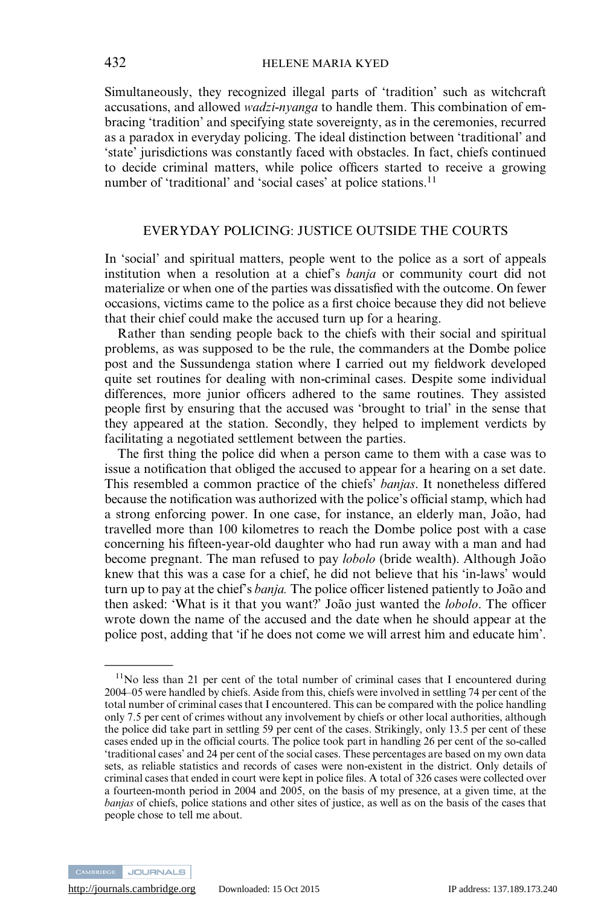Simultaneously, they recognized illegal parts of 'tradition' such as witchcraft accusations, and allowed *wadzi-nyanga* to handle them. This combination of embracing 'tradition' and specifying state sovereignty, as in the ceremonies, recurred as a paradox in everyday policing. The ideal distinction between 'traditional' and 'state' jurisdictions was constantly faced with obstacles. In fact, chiefs continued to decide criminal matters, while police officers started to receive a growing number of 'traditional' and 'social cases' at police stations.[11]

## EVERYDAY POLICING: JUSTICE OUTSIDE THE COURTS

In 'social' and spiritual matters, people went to the police as a sort of appeals institution when a resolution at a chief's *banja* or community court did not materialize or when one of the parties was dissatisfied with the outcome. On fewer occasions, victims came to the police as a first choice because they did not believe that their chief could make the accused turn up for a hearing.

Rather than sending people back to the chiefs with their social and spiritual problems, as was supposed to be the rule, the commanders at the Dombe police post and the Sussundenga station where I carried out my fieldwork developed quite set routines for dealing with non-criminal cases. Despite some individual differences, more junior officers adhered to the same routines. They assisted people first by ensuring that the accused was 'brought to trial' in the sense that they appeared at the station. Secondly, they helped to implement verdicts by facilitating a negotiated settlement between the parties.

The first thing the police did when a person came to them with a case was to issue a notification that obliged the accused to appear for a hearing on a set date. This resembled a common practice of the chiefs' *banjas*. It nonetheless differed because the notification was authorized with the police's official stamp, which had a strong enforcing power. In one case, for instance, an elderly man, João, had travelled more than 100 kilometres to reach the Dombe police post with a case concerning his fifteen-year-old daughter who had run away with a man and had become pregnant. The man refused to pay *lobolo* (bride wealth). Although João knew that this was a case for a chief, he did not believe that his 'in-laws' would turn up to pay at the chief's *banja.* The police officer listened patiently to João and then asked: 'What is it that you want?' João just wanted the *lobolo*. The officer wrote down the name of the accused and the date when he should appear at the police post, adding that 'if he does not come we will arrest him and educate him'.

---

[11] No less than 21 per cent of the total number of criminal cases that I encountered during 2004–05 were handled by chiefs. Aside from this, chiefs were involved in settling 74 per cent of the total number of criminal cases that I encountered. This can be compared with the police handling only 7.5 per cent of crimes without any involvement by chiefs or other local authorities, although the police did take part in settling 59 per cent of the cases. Strikingly, only 13.5 per cent of these cases ended up in the official courts. The police took part in handling 26 per cent of the so-called 'traditional cases' and 24 per cent of the social cases. These percentages are based on my own data sets, as reliable statistics and records of cases were non-existent in the district. Only details of criminal cases that ended in court were kept in police files. A total of 326 cases were collected over a fourteen-month period in 2004 and 2005, on the basis of my presence, at a given time, at the *banjas* of chiefs, police stations and other sites of justice, as well as on the basis of the cases that people chose to tell me about.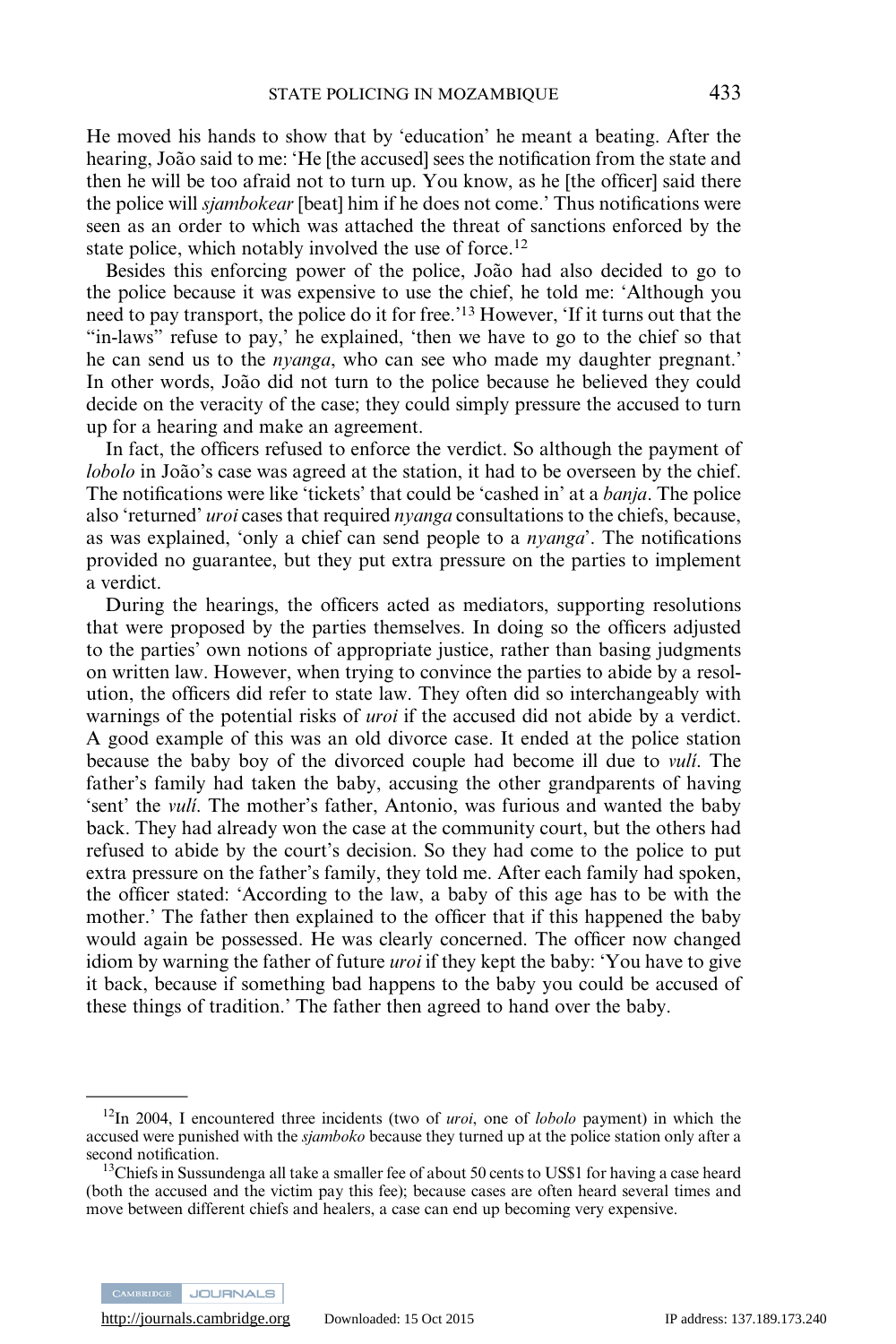He moved his hands to show that by 'education' he meant a beating. After the hearing, João said to me: 'He [the accused] sees the notification from the state and then he will be too afraid not to turn up. You know, as he [the officer] said there the police will *sjambokear* [beat] him if he does not come.' Thus notifications were seen as an order to which was attached the threat of sanctions enforced by the state police, which notably involved the use of force.[12]

Besides this enforcing power of the police, João had also decided to go to the police because it was expensive to use the chief, he told me: 'Although you need to pay transport, the police do it for free.'[13] However, 'If it turns out that the "in-laws" refuse to pay,' he explained, 'then we have to go to the chief so that he can send us to the *nyanga*, who can see who made my daughter pregnant.' In other words, João did not turn to the police because he believed they could decide on the veracity of the case; they could simply pressure the accused to turn up for a hearing and make an agreement.

In fact, the officers refused to enforce the verdict. So although the payment of *lobolo* in João's case was agreed at the station, it had to be overseen by the chief. The notifications were like 'tickets' that could be 'cashed in' at a *banja*. The police also 'returned' *uroi* cases that required *nyanga* consultations to the chiefs, because, as was explained, 'only a chief can send people to a *nyanga*'. The notifications provided no guarantee, but they put extra pressure on the parties to implement a verdict.

During the hearings, the officers acted as mediators, supporting resolutions that were proposed by the parties themselves. In doing so the officers adjusted to the parties' own notions of appropriate justice, rather than basing judgments on written law. However, when trying to convince the parties to abide by a resolution, the officers did refer to state law. They often did so interchangeably with warnings of the potential risks of *uroi* if the accused did not abide by a verdict. A good example of this was an old divorce case. It ended at the police station because the baby boy of the divorced couple had become ill due to *vulí*. The father's family had taken the baby, accusing the other grandparents of having 'sent' the *vulí*. The mother's father, Antonio, was furious and wanted the baby back. They had already won the case at the community court, but the others had refused to abide by the court's decision. So they had come to the police to put extra pressure on the father's family, they told me. After each family had spoken, the officer stated: 'According to the law, a baby of this age has to be with the mother.' The father then explained to the officer that if this happened the baby would again be possessed. He was clearly concerned. The officer now changed idiom by warning the father of future *uroi* if they kept the baby: 'You have to give it back, because if something bad happens to the baby you could be accused of these things of tradition.' The father then agreed to hand over the baby.

---

[12] In 2004, I encountered three incidents (two of *uroi*, one of *lobolo* payment) in which the accused were punished with the *sjamboko* because they turned up at the police station only after a second notification.

[13] Chiefs in Sussundenga all take a smaller fee of about 50 cents to US$1 for having a case heard (both the accused and the victim pay this fee); because cases are often heard several times and move between different chiefs and healers, a case can end up becoming very expensive.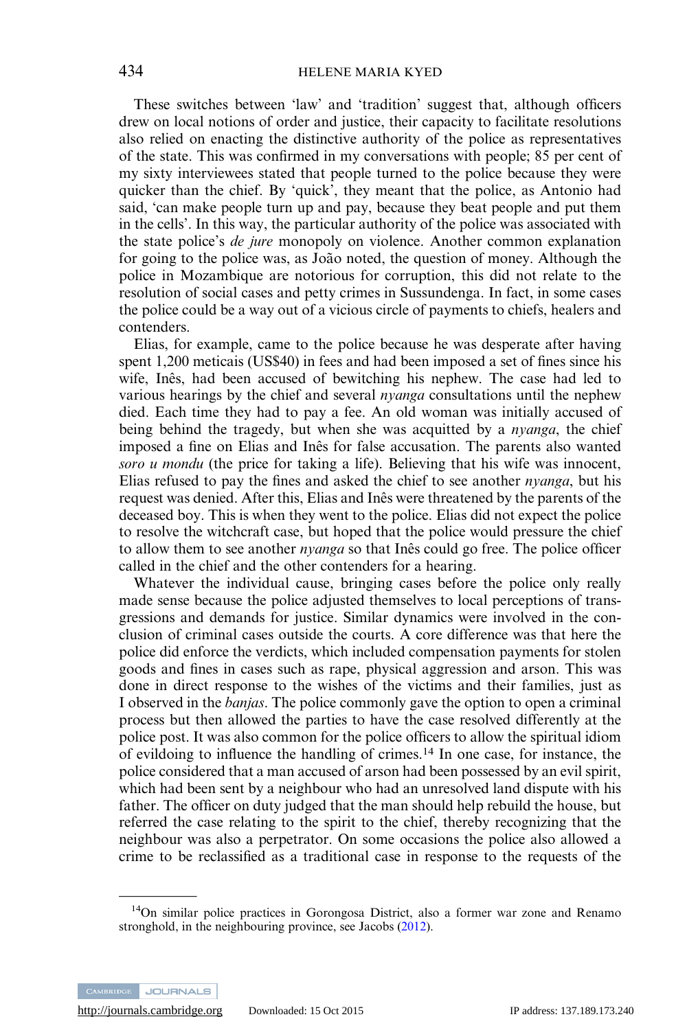These switches between 'law' and 'tradition' suggest that, although officers drew on local notions of order and justice, their capacity to facilitate resolutions also relied on enacting the distinctive authority of the police as representatives of the state. This was confirmed in my conversations with people; 85 per cent of my sixty interviewees stated that people turned to the police because they were quicker than the chief. By 'quick', they meant that the police, as Antonio had said, 'can make people turn up and pay, because they beat people and put them in the cells'. In this way, the particular authority of the police was associated with the state police's *de jure* monopoly on violence. Another common explanation for going to the police was, as João noted, the question of money. Although the police in Mozambique are notorious for corruption, this did not relate to the resolution of social cases and petty crimes in Sussundenga. In fact, in some cases the police could be a way out of a vicious circle of payments to chiefs, healers and contenders.

Elias, for example, came to the police because he was desperate after having spent 1,200 meticais (US$40) in fees and had been imposed a set of fines since his wife, Inês, had been accused of bewitching his nephew. The case had led to various hearings by the chief and several *nyanga* consultations until the nephew died. Each time they had to pay a fee. An old woman was initially accused of being behind the tragedy, but when she was acquitted by a *nyanga*, the chief imposed a fine on Elias and Inês for false accusation. The parents also wanted *soro u mondu* (the price for taking a life). Believing that his wife was innocent, Elias refused to pay the fines and asked the chief to see another *nyanga*, but his request was denied. After this, Elias and Inês were threatened by the parents of the deceased boy. This is when they went to the police. Elias did not expect the police to resolve the witchcraft case, but hoped that the police would pressure the chief to allow them to see another *nyanga* so that Inês could go free. The police officer called in the chief and the other contenders for a hearing.

Whatever the individual cause, bringing cases before the police only really made sense because the police adjusted themselves to local perceptions of transgressions and demands for justice. Similar dynamics were involved in the conclusion of criminal cases outside the courts. A core difference was that here the police did enforce the verdicts, which included compensation payments for stolen goods and fines in cases such as rape, physical aggression and arson. This was done in direct response to the wishes of the victims and their families, just as I observed in the *banjas*. The police commonly gave the option to open a criminal process but then allowed the parties to have the case resolved differently at the police post. It was also common for the police officers to allow the spiritual idiom of evildoing to influence the handling of crimes.[14] In one case, for instance, the police considered that a man accused of arson had been possessed by an evil spirit, which had been sent by a neighbour who had an unresolved land dispute with his father. The officer on duty judged that the man should help rebuild the house, but referred the case relating to the spirit to the chief, thereby recognizing that the neighbour was also a perpetrator. On some occasions the police also allowed a crime to be reclassified as a traditional case in response to the requests of the

[14]On similar police practices in Gorongosa District, also a former war zone and Renamo stronghold, in the neighbouring province, see Jacobs (2012).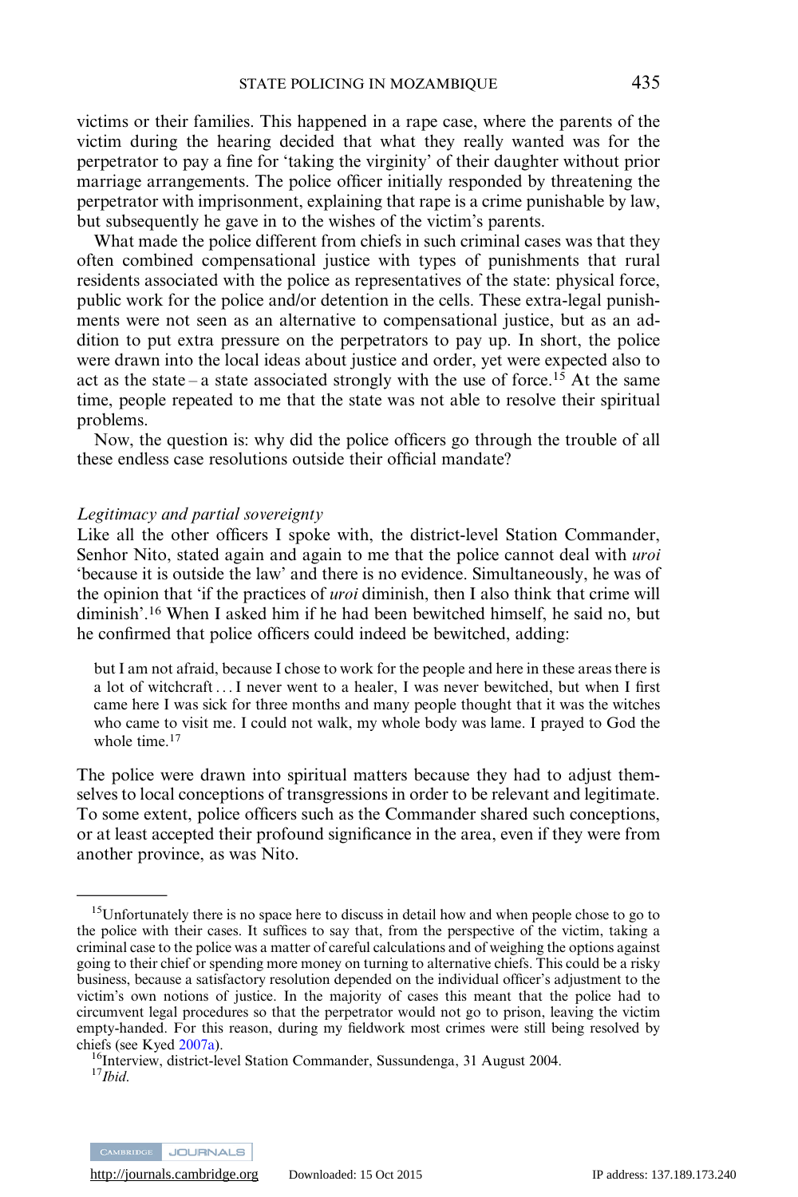victims or their families. This happened in a rape case, where the parents of the victim during the hearing decided that what they really wanted was for the perpetrator to pay a fine for 'taking the virginity' of their daughter without prior marriage arrangements. The police officer initially responded by threatening the perpetrator with imprisonment, explaining that rape is a crime punishable by law, but subsequently he gave in to the wishes of the victim's parents.

What made the police different from chiefs in such criminal cases was that they often combined compensational justice with types of punishments that rural residents associated with the police as representatives of the state: physical force, public work for the police and/or detention in the cells. These extra-legal punishments were not seen as an alternative to compensational justice, but as an addition to put extra pressure on the perpetrators to pay up. In short, the police were drawn into the local ideas about justice and order, yet were expected also to act as the state – a state associated strongly with the use of force.[15] At the same time, people repeated to me that the state was not able to resolve their spiritual problems.

Now, the question is: why did the police officers go through the trouble of all these endless case resolutions outside their official mandate?

### *Legitimacy and partial sovereignty*

Like all the other officers I spoke with, the district-level Station Commander, Senhor Nito, stated again and again to me that the police cannot deal with *uroi* 'because it is outside the law' and there is no evidence. Simultaneously, he was of the opinion that 'if the practices of *uroi* diminish, then I also think that crime will diminish'.[16] When I asked him if he had been bewitched himself, he said no, but he confirmed that police officers could indeed be bewitched, adding:

> but I am not afraid, because I chose to work for the people and here in these areas there is a lot of witchcraft ... I never went to a healer, I was never bewitched, but when I first came here I was sick for three months and many people thought that it was the witches who came to visit me. I could not walk, my whole body was lame. I prayed to God the whole time.[17]

The police were drawn into spiritual matters because they had to adjust themselves to local conceptions of transgressions in order to be relevant and legitimate. To some extent, police officers such as the Commander shared such conceptions, or at least accepted their profound significance in the area, even if they were from another province, as was Nito.

---

[15] Unfortunately there is no space here to discuss in detail how and when people chose to go to the police with their cases. It suffices to say that, from the perspective of the victim, taking a criminal case to the police was a matter of careful calculations and of weighing the options against going to their chief or spending more money on turning to alternative chiefs. This could be a risky business, because a satisfactory resolution depended on the individual officer's adjustment to the victim's own notions of justice. In the majority of cases this meant that the police had to circumvent legal procedures so that the perpetrator would not go to prison, leaving the victim empty-handed. For this reason, during my fieldwork most crimes were still being resolved by chiefs (see Kyed 2007a).

[16] Interview, district-level Station Commander, Sussundenga, 31 August 2004.

[17] *Ibid.*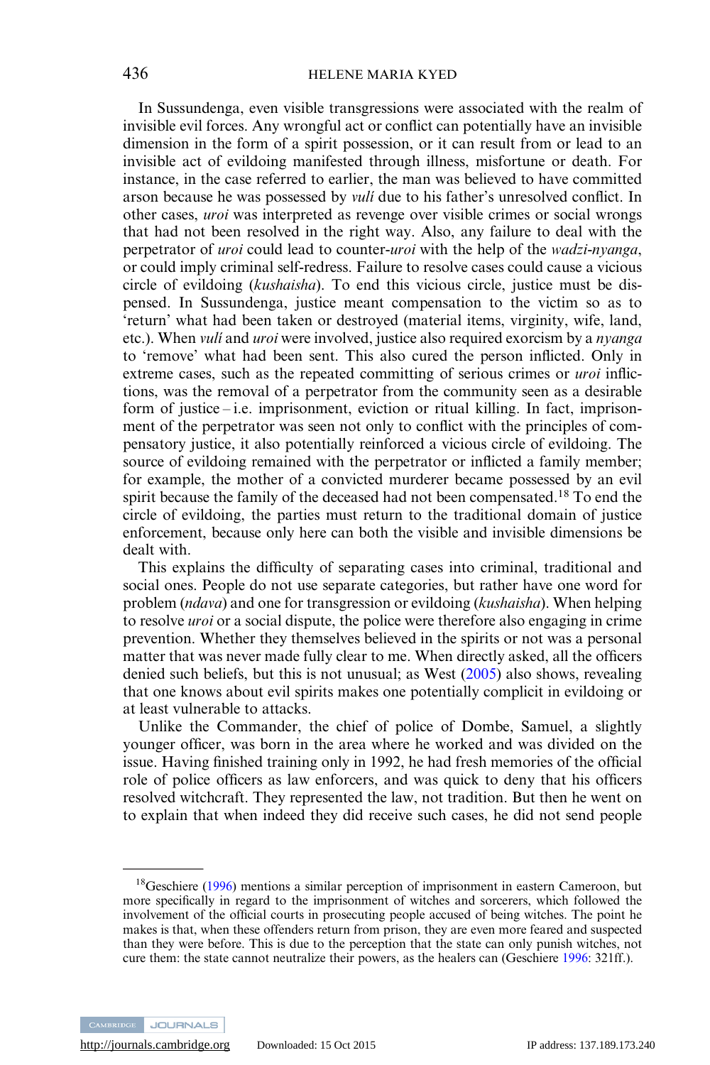In Sussundenga, even visible transgressions were associated with the realm of invisible evil forces. Any wrongful act or conflict can potentially have an invisible dimension in the form of a spirit possession, or it can result from or lead to an invisible act of evildoing manifested through illness, misfortune or death. For instance, in the case referred to earlier, the man was believed to have committed arson because he was possessed by *vulí* due to his father's unresolved conflict. In other cases, *uroi* was interpreted as revenge over visible crimes or social wrongs that had not been resolved in the right way. Also, any failure to deal with the perpetrator of *uroi* could lead to counter-*uroi* with the help of the *wadzi-nyanga*, or could imply criminal self-redress. Failure to resolve cases could cause a vicious circle of evildoing (*kushaisha*). To end this vicious circle, justice must be dispensed. In Sussundenga, justice meant compensation to the victim so as to 'return' what had been taken or destroyed (material items, virginity, wife, land, etc.). When *vulí* and *uroi* were involved, justice also required exorcism by a *nyanga* to 'remove' what had been sent. This also cured the person inflicted. Only in extreme cases, such as the repeated committing of serious crimes or *uroi* inflictions, was the removal of a perpetrator from the community seen as a desirable form of justice – i.e. imprisonment, eviction or ritual killing. In fact, imprisonment of the perpetrator was seen not only to conflict with the principles of compensatory justice, it also potentially reinforced a vicious circle of evildoing. The source of evildoing remained with the perpetrator or inflicted a family member; for example, the mother of a convicted murderer became possessed by an evil spirit because the family of the deceased had not been compensated.[18] To end the circle of evildoing, the parties must return to the traditional domain of justice enforcement, because only here can both the visible and invisible dimensions be dealt with.

This explains the difficulty of separating cases into criminal, traditional and social ones. People do not use separate categories, but rather have one word for problem (*ndava*) and one for transgression or evildoing (*kushaisha*). When helping to resolve *uroi* or a social dispute, the police were therefore also engaging in crime prevention. Whether they themselves believed in the spirits or not was a personal matter that was never made fully clear to me. When directly asked, all the officers denied such beliefs, but this is not unusual; as West (2005) also shows, revealing that one knows about evil spirits makes one potentially complicit in evildoing or at least vulnerable to attacks.

Unlike the Commander, the chief of police of Dombe, Samuel, a slightly younger officer, was born in the area where he worked and was divided on the issue. Having finished training only in 1992, he had fresh memories of the official role of police officers as law enforcers, and was quick to deny that his officers resolved witchcraft. They represented the law, not tradition. But then he went on to explain that when indeed they did receive such cases, he did not send people

[18] Geschiere (1996) mentions a similar perception of imprisonment in eastern Cameroon, but more specifically in regard to the imprisonment of witches and sorcerers, which followed the involvement of the official courts in prosecuting people accused of being witches. The point he makes is that, when these offenders return from prison, they are even more feared and suspected than they were before. This is due to the perception that the state can only punish witches, not cure them: the state cannot neutralize their powers, as the healers can (Geschiere 1996: 321ff.).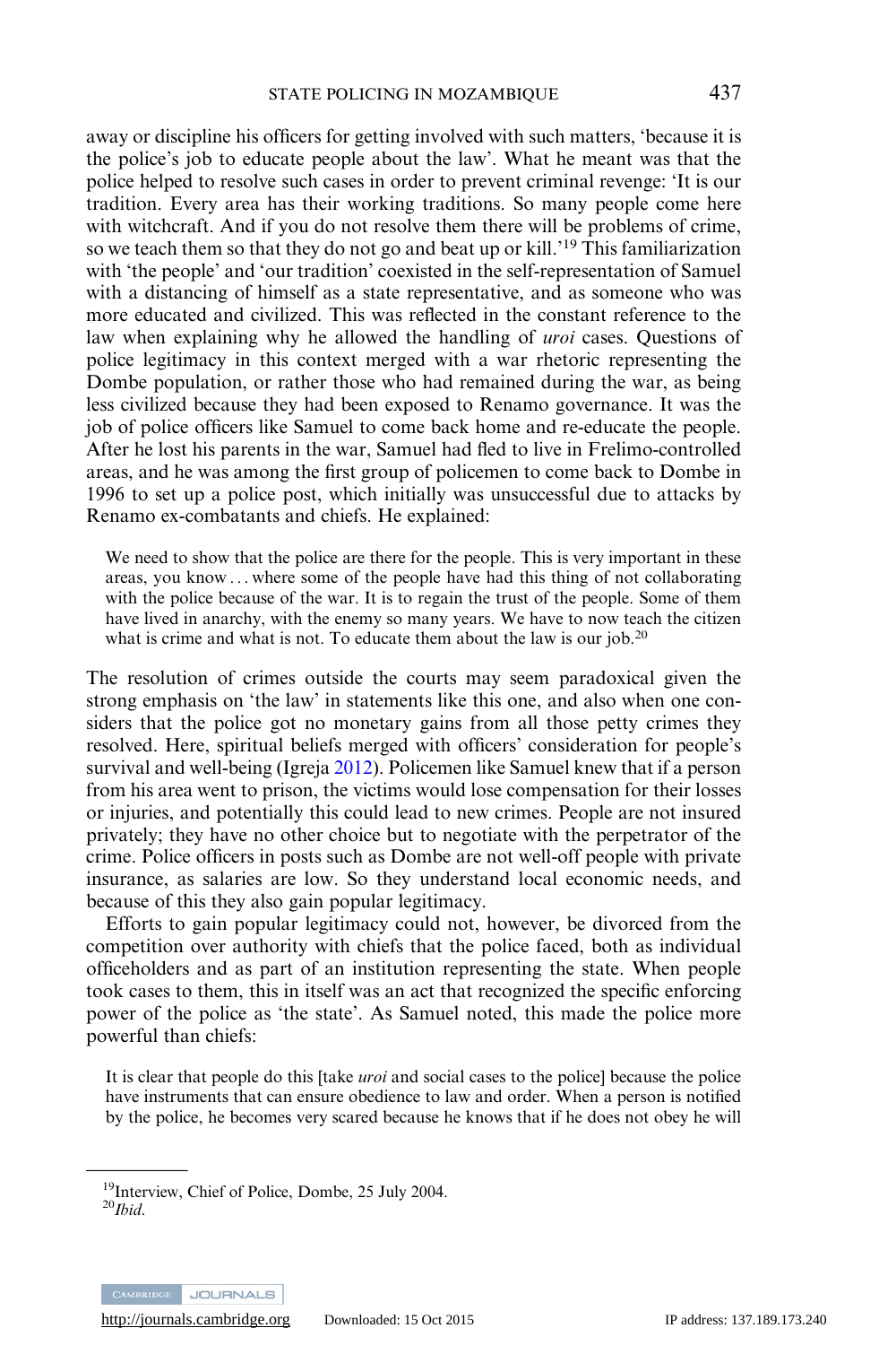away or discipline his officers for getting involved with such matters, 'because it is the police's job to educate people about the law'. What he meant was that the police helped to resolve such cases in order to prevent criminal revenge: 'It is our tradition. Every area has their working traditions. So many people come here with witchcraft. And if you do not resolve them there will be problems of crime, so we teach them so that they do not go and beat up or kill.'[19] This familiarization with 'the people' and 'our tradition' coexisted in the self-representation of Samuel with a distancing of himself as a state representative, and as someone who was more educated and civilized. This was reflected in the constant reference to the law when explaining why he allowed the handling of *uroi* cases. Questions of police legitimacy in this context merged with a war rhetoric representing the Dombe population, or rather those who had remained during the war, as being less civilized because they had been exposed to Renamo governance. It was the job of police officers like Samuel to come back home and re-educate the people. After he lost his parents in the war, Samuel had fled to live in Frelimo-controlled areas, and he was among the first group of policemen to come back to Dombe in 1996 to set up a police post, which initially was unsuccessful due to attacks by Renamo ex-combatants and chiefs. He explained:

> We need to show that the police are there for the people. This is very important in these areas, you know . . . where some of the people have had this thing of not collaborating with the police because of the war. It is to regain the trust of the people. Some of them have lived in anarchy, with the enemy so many years. We have to now teach the citizen what is crime and what is not. To educate them about the law is our job.[20]

The resolution of crimes outside the courts may seem paradoxical given the strong emphasis on 'the law' in statements like this one, and also when one considers that the police got no monetary gains from all those petty crimes they resolved. Here, spiritual beliefs merged with officers' consideration for people's survival and well-being (Igreja 2012). Policemen like Samuel knew that if a person from his area went to prison, the victims would lose compensation for their losses or injuries, and potentially this could lead to new crimes. People are not insured privately; they have no other choice but to negotiate with the perpetrator of the crime. Police officers in posts such as Dombe are not well-off people with private insurance, as salaries are low. So they understand local economic needs, and because of this they also gain popular legitimacy.

Efforts to gain popular legitimacy could not, however, be divorced from the competition over authority with chiefs that the police faced, both as individual officeholders and as part of an institution representing the state. When people took cases to them, this in itself was an act that recognized the specific enforcing power of the police as 'the state'. As Samuel noted, this made the police more powerful than chiefs:

> It is clear that people do this [take *uroi* and social cases to the police] because the police have instruments that can ensure obedience to law and order. When a person is notified by the police, he becomes very scared because he knows that if he does not obey he will

---

[19] Interview, Chief of Police, Dombe, 25 July 2004.

[20] *Ibid.*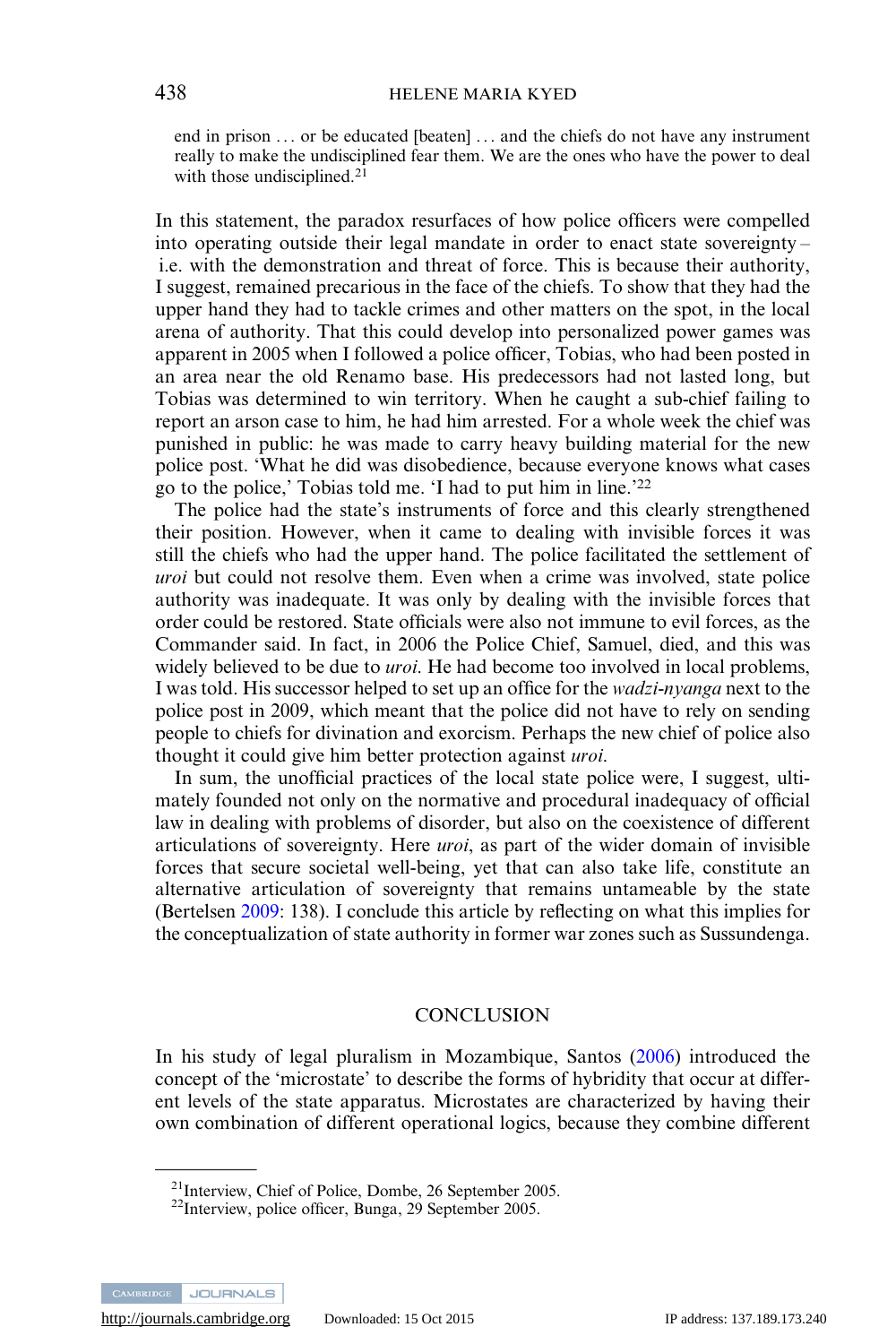> end in prison … or be educated [beaten] … and the chiefs do not have any instrument really to make the undisciplined fear them. We are the ones who have the power to deal with those undisciplined.[21]

In this statement, the paradox resurfaces of how police officers were compelled into operating outside their legal mandate in order to enact state sovereignty – i.e. with the demonstration and threat of force. This is because their authority, I suggest, remained precarious in the face of the chiefs. To show that they had the upper hand they had to tackle crimes and other matters on the spot, in the local arena of authority. That this could develop into personalized power games was apparent in 2005 when I followed a police officer, Tobias, who had been posted in an area near the old Renamo base. His predecessors had not lasted long, but Tobias was determined to win territory. When he caught a sub-chief failing to report an arson case to him, he had him arrested. For a whole week the chief was punished in public: he was made to carry heavy building material for the new police post. 'What he did was disobedience, because everyone knows what cases go to the police,' Tobias told me. 'I had to put him in line.'[22]

The police had the state's instruments of force and this clearly strengthened their position. However, when it came to dealing with invisible forces it was still the chiefs who had the upper hand. The police facilitated the settlement of *uroi* but could not resolve them. Even when a crime was involved, state police authority was inadequate. It was only by dealing with the invisible forces that order could be restored. State officials were also not immune to evil forces, as the Commander said. In fact, in 2006 the Police Chief, Samuel, died, and this was widely believed to be due to *uroi*. He had become too involved in local problems, I was told. His successor helped to set up an office for the *wadzi-nyanga* next to the police post in 2009, which meant that the police did not have to rely on sending people to chiefs for divination and exorcism. Perhaps the new chief of police also thought it could give him better protection against *uroi*.

In sum, the unofficial practices of the local state police were, I suggest, ultimately founded not only on the normative and procedural inadequacy of official law in dealing with problems of disorder, but also on the coexistence of different articulations of sovereignty. Here *uroi*, as part of the wider domain of invisible forces that secure societal well-being, yet that can also take life, constitute an alternative articulation of sovereignty that remains untameable by the state (Bertelsen 2009: 138). I conclude this article by reflecting on what this implies for the conceptualization of state authority in former war zones such as Sussundenga.

## CONCLUSION

In his study of legal pluralism in Mozambique, Santos (2006) introduced the concept of the 'microstate' to describe the forms of hybridity that occur at different levels of the state apparatus. Microstates are characterized by having their own combination of different operational logics, because they combine different

[21] Interview, Chief of Police, Dombe, 26 September 2005.

[22] Interview, police officer, Bunga, 29 September 2005.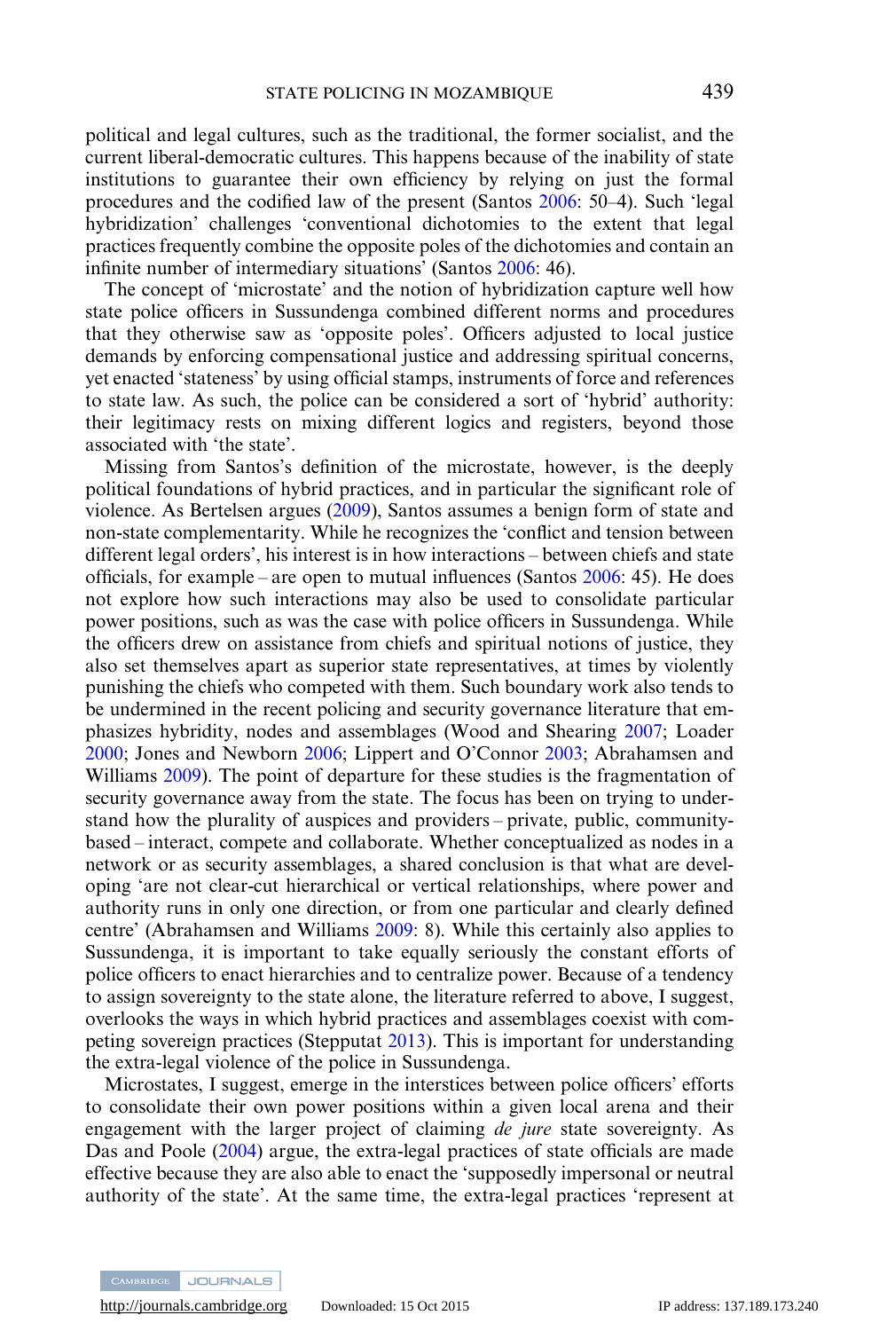political and legal cultures, such as the traditional, the former socialist, and the current liberal-democratic cultures. This happens because of the inability of state institutions to guarantee their own efficiency by relying on just the formal procedures and the codified law of the present (Santos 2006: 50–4). Such 'legal hybridization' challenges 'conventional dichotomies to the extent that legal practices frequently combine the opposite poles of the dichotomies and contain an infinite number of intermediary situations' (Santos 2006: 46).

The concept of 'microstate' and the notion of hybridization capture well how state police officers in Sussundenga combined different norms and procedures that they otherwise saw as 'opposite poles'. Officers adjusted to local justice demands by enforcing compensational justice and addressing spiritual concerns, yet enacted 'stateness' by using official stamps, instruments of force and references to state law. As such, the police can be considered a sort of 'hybrid' authority: their legitimacy rests on mixing different logics and registers, beyond those associated with 'the state'.

Missing from Santos's definition of the microstate, however, is the deeply political foundations of hybrid practices, and in particular the significant role of violence. As Bertelsen argues (2009), Santos assumes a benign form of state and non-state complementarity. While he recognizes the 'conflict and tension between different legal orders', his interest is in how interactions – between chiefs and state officials, for example – are open to mutual influences (Santos 2006: 45). He does not explore how such interactions may also be used to consolidate particular power positions, such as was the case with police officers in Sussundenga. While the officers drew on assistance from chiefs and spiritual notions of justice, they also set themselves apart as superior state representatives, at times by violently punishing the chiefs who competed with them. Such boundary work also tends to be undermined in the recent policing and security governance literature that emphasizes hybridity, nodes and assemblages (Wood and Shearing 2007; Loader 2000; Jones and Newborn 2006; Lippert and O'Connor 2003; Abrahamsen and Williams 2009). The point of departure for these studies is the fragmentation of security governance away from the state. The focus has been on trying to understand how the plurality of auspices and providers – private, public, community-based – interact, compete and collaborate. Whether conceptualized as nodes in a network or as security assemblages, a shared conclusion is that what are developing 'are not clear-cut hierarchical or vertical relationships, where power and authority runs in only one direction, or from one particular and clearly defined centre' (Abrahamsen and Williams 2009: 8). While this certainly also applies to Sussundenga, it is important to take equally seriously the constant efforts of police officers to enact hierarchies and to centralize power. Because of a tendency to assign sovereignty to the state alone, the literature referred to above, I suggest, overlooks the ways in which hybrid practices and assemblages coexist with competing sovereign practices (Stepputat 2013). This is important for understanding the extra-legal violence of the police in Sussundenga.

Microstates, I suggest, emerge in the interstices between police officers' efforts to consolidate their own power positions within a given local arena and their engagement with the larger project of claiming *de jure* state sovereignty. As Das and Poole (2004) argue, the extra-legal practices of state officials are made effective because they are also able to enact the 'supposedly impersonal or neutral authority of the state'. At the same time, the extra-legal practices 'represent at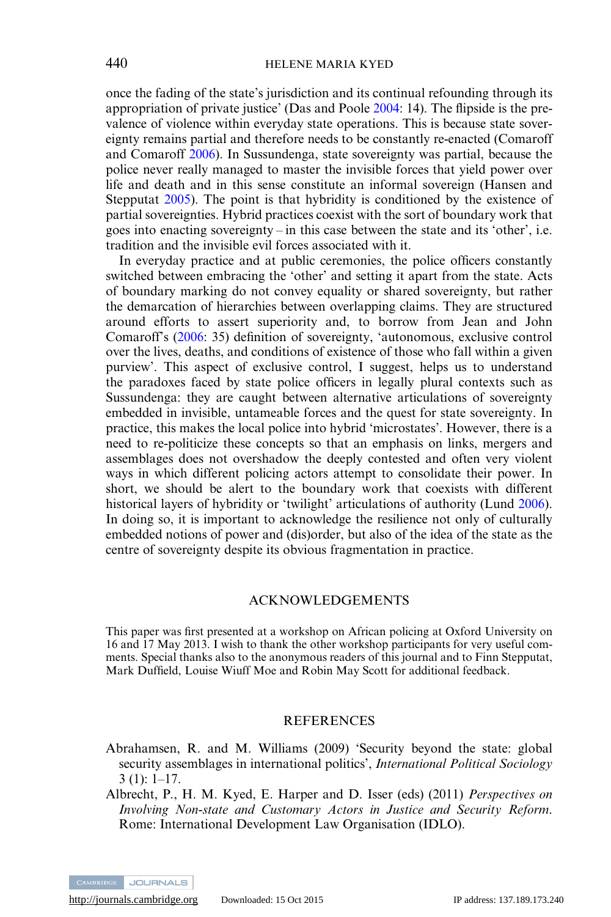once the fading of the state's jurisdiction and its continual refounding through its appropriation of private justice' (Das and Poole 2004: 14). The flipside is the prevalence of violence within everyday state operations. This is because state sovereignty remains partial and therefore needs to be constantly re-enacted (Comaroff and Comaroff 2006). In Sussundenga, state sovereignty was partial, because the police never really managed to master the invisible forces that yield power over life and death and in this sense constitute an informal sovereign (Hansen and Stepputat 2005). The point is that hybridity is conditioned by the existence of partial sovereignties. Hybrid practices coexist with the sort of boundary work that goes into enacting sovereignty – in this case between the state and its 'other', i.e. tradition and the invisible evil forces associated with it.

In everyday practice and at public ceremonies, the police officers constantly switched between embracing the 'other' and setting it apart from the state. Acts of boundary marking do not convey equality or shared sovereignty, but rather the demarcation of hierarchies between overlapping claims. They are structured around efforts to assert superiority and, to borrow from Jean and John Comaroff's (2006: 35) definition of sovereignty, 'autonomous, exclusive control over the lives, deaths, and conditions of existence of those who fall within a given purview'. This aspect of exclusive control, I suggest, helps us to understand the paradoxes faced by state police officers in legally plural contexts such as Sussundenga: they are caught between alternative articulations of sovereignty embedded in invisible, untameable forces and the quest for state sovereignty. In practice, this makes the local police into hybrid 'microstates'. However, there is a need to re-politicize these concepts so that an emphasis on links, mergers and assemblages does not overshadow the deeply contested and often very violent ways in which different policing actors attempt to consolidate their power. In short, we should be alert to the boundary work that coexists with different historical layers of hybridity or 'twilight' articulations of authority (Lund 2006). In doing so, it is important to acknowledge the resilience not only of culturally embedded notions of power and (dis)order, but also of the idea of the state as the centre of sovereignty despite its obvious fragmentation in practice.

## ACKNOWLEDGEMENTS

This paper was first presented at a workshop on African policing at Oxford University on 16 and 17 May 2013. I wish to thank the other workshop participants for very useful comments. Special thanks also to the anonymous readers of this journal and to Finn Stepputat, Mark Duffield, Louise Wiuff Moe and Robin May Scott for additional feedback.

## REFERENCES

Abrahamsen, R. and M. Williams (2009) 'Security beyond the state: global security assemblages in international politics', *International Political Sociology* 3 (1): 1–17.

Albrecht, P., H. M. Kyed, E. Harper and D. Isser (eds) (2011) *Perspectives on Involving Non-state and Customary Actors in Justice and Security Reform*. Rome: International Development Law Organisation (IDLO).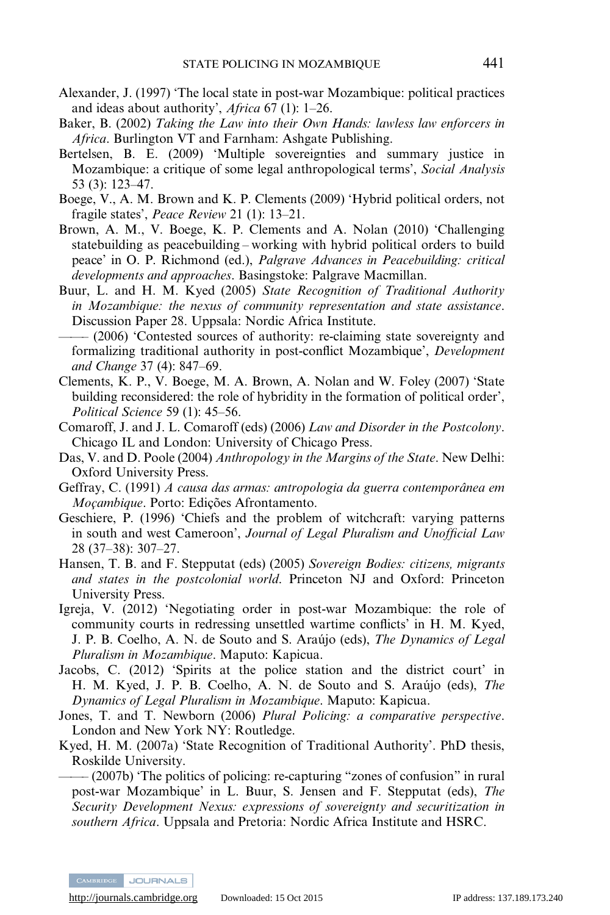Alexander, J. (1997) 'The local state in post-war Mozambique: political practices and ideas about authority', *Africa* 67 (1): 1–26.

Baker, B. (2002) *Taking the Law into their Own Hands: lawless law enforcers in Africa*. Burlington VT and Farnham: Ashgate Publishing.

Bertelsen, B. E. (2009) 'Multiple sovereignties and summary justice in Mozambique: a critique of some legal anthropological terms', *Social Analysis* 53 (3): 123–47.

Boege, V., A. M. Brown and K. P. Clements (2009) 'Hybrid political orders, not fragile states', *Peace Review* 21 (1): 13–21.

Brown, A. M., V. Boege, K. P. Clements and A. Nolan (2010) 'Challenging statebuilding as peacebuilding – working with hybrid political orders to build peace' in O. P. Richmond (ed.), *Palgrave Advances in Peacebuilding: critical developments and approaches*. Basingstoke: Palgrave Macmillan.

Buur, L. and H. M. Kyed (2005) *State Recognition of Traditional Authority in Mozambique: the nexus of community representation and state assistance*. Discussion Paper 28. Uppsala: Nordic Africa Institute.

—— (2006) 'Contested sources of authority: re-claiming state sovereignty and formalizing traditional authority in post-conflict Mozambique', *Development and Change* 37 (4): 847–69.

Clements, K. P., V. Boege, M. A. Brown, A. Nolan and W. Foley (2007) 'State building reconsidered: the role of hybridity in the formation of political order', *Political Science* 59 (1): 45–56.

Comaroff, J. and J. L. Comaroff (eds) (2006) *Law and Disorder in the Postcolony*. Chicago IL and London: University of Chicago Press.

Das, V. and D. Poole (2004) *Anthropology in the Margins of the State*. New Delhi: Oxford University Press.

Geffray, C. (1991) *A causa das armas: antropologia da guerra contemporânea em Moçambique*. Porto: Edições Afrontamento.

Geschiere, P. (1996) 'Chiefs and the problem of witchcraft: varying patterns in south and west Cameroon', *Journal of Legal Pluralism and Unofficial Law* 28 (37–38): 307–27.

Hansen, T. B. and F. Stepputat (eds) (2005) *Sovereign Bodies: citizens, migrants and states in the postcolonial world*. Princeton NJ and Oxford: Princeton University Press.

Igreja, V. (2012) 'Negotiating order in post-war Mozambique: the role of community courts in redressing unsettled wartime conflicts' in H. M. Kyed, J. P. B. Coelho, A. N. de Souto and S. Araújo (eds), *The Dynamics of Legal Pluralism in Mozambique*. Maputo: Kapicua.

Jacobs, C. (2012) 'Spirits at the police station and the district court' in H. M. Kyed, J. P. B. Coelho, A. N. de Souto and S. Araújo (eds), *The Dynamics of Legal Pluralism in Mozambique*. Maputo: Kapicua.

Jones, T. and T. Newborn (2006) *Plural Policing: a comparative perspective*. London and New York NY: Routledge.

Kyed, H. M. (2007a) 'State Recognition of Traditional Authority'. PhD thesis, Roskilde University.

—— (2007b) 'The politics of policing: re-capturing "zones of confusion" in rural post-war Mozambique' in L. Buur, S. Jensen and F. Stepputat (eds), *The Security Development Nexus: expressions of sovereignty and securitization in southern Africa*. Uppsala and Pretoria: Nordic Africa Institute and HSRC.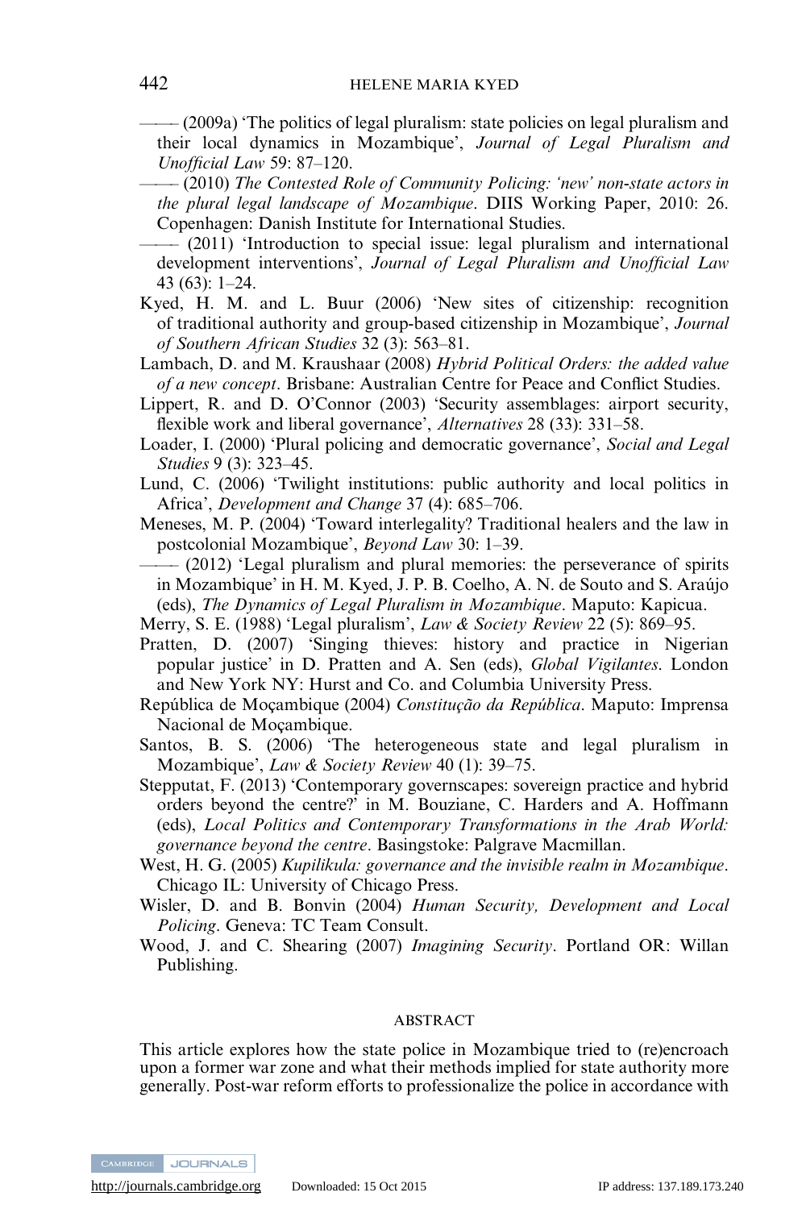——— (2009a) 'The politics of legal pluralism: state policies on legal pluralism and their local dynamics in Mozambique', *Journal of Legal Pluralism and Unofficial Law* 59: 87–120.

——— (2010) *The Contested Role of Community Policing: 'new' non-state actors in the plural legal landscape of Mozambique*. DIIS Working Paper, 2010: 26. Copenhagen: Danish Institute for International Studies.

——— (2011) 'Introduction to special issue: legal pluralism and international development interventions', *Journal of Legal Pluralism and Unofficial Law* 43 (63): 1–24.

Kyed, H. M. and L. Buur (2006) 'New sites of citizenship: recognition of traditional authority and group-based citizenship in Mozambique', *Journal of Southern African Studies* 32 (3): 563–81.

Lambach, D. and M. Kraushaar (2008) *Hybrid Political Orders: the added value of a new concept*. Brisbane: Australian Centre for Peace and Conflict Studies.

Lippert, R. and D. O'Connor (2003) 'Security assemblages: airport security, flexible work and liberal governance', *Alternatives* 28 (33): 331–58.

Loader, I. (2000) 'Plural policing and democratic governance', *Social and Legal Studies* 9 (3): 323–45.

Lund, C. (2006) 'Twilight institutions: public authority and local politics in Africa', *Development and Change* 37 (4): 685–706.

Meneses, M. P. (2004) 'Toward interlegality? Traditional healers and the law in postcolonial Mozambique', *Beyond Law* 30: 1–39.

——— (2012) 'Legal pluralism and plural memories: the perseverance of spirits in Mozambique' in H. M. Kyed, J. P. B. Coelho, A. N. de Souto and S. Araújo (eds), *The Dynamics of Legal Pluralism in Mozambique*. Maputo: Kapicua.

Merry, S. E. (1988) 'Legal pluralism', *Law & Society Review* 22 (5): 869–95.

Pratten, D. (2007) 'Singing thieves: history and practice in Nigerian popular justice' in D. Pratten and A. Sen (eds), *Global Vigilantes*. London and New York NY: Hurst and Co. and Columbia University Press.

República de Moçambique (2004) *Constituição da República*. Maputo: Imprensa Nacional de Moçambique.

Santos, B. S. (2006) 'The heterogeneous state and legal pluralism in Mozambique', *Law & Society Review* 40 (1): 39–75.

Stepputat, F. (2013) 'Contemporary governscapes: sovereign practice and hybrid orders beyond the centre?' in M. Bouziane, C. Harders and A. Hoffmann (eds), *Local Politics and Contemporary Transformations in the Arab World: governance beyond the centre*. Basingstoke: Palgrave Macmillan.

West, H. G. (2005) *Kupilikula: governance and the invisible realm in Mozambique*. Chicago IL: University of Chicago Press.

Wisler, D. and B. Bonvin (2004) *Human Security, Development and Local Policing*. Geneva: TC Team Consult.

Wood, J. and C. Shearing (2007) *Imagining Security*. Portland OR: Willan Publishing.

## ABSTRACT

This article explores how the state police in Mozambique tried to (re)encroach upon a former war zone and what their methods implied for state authority more generally. Post-war reform efforts to professionalize the police in accordance with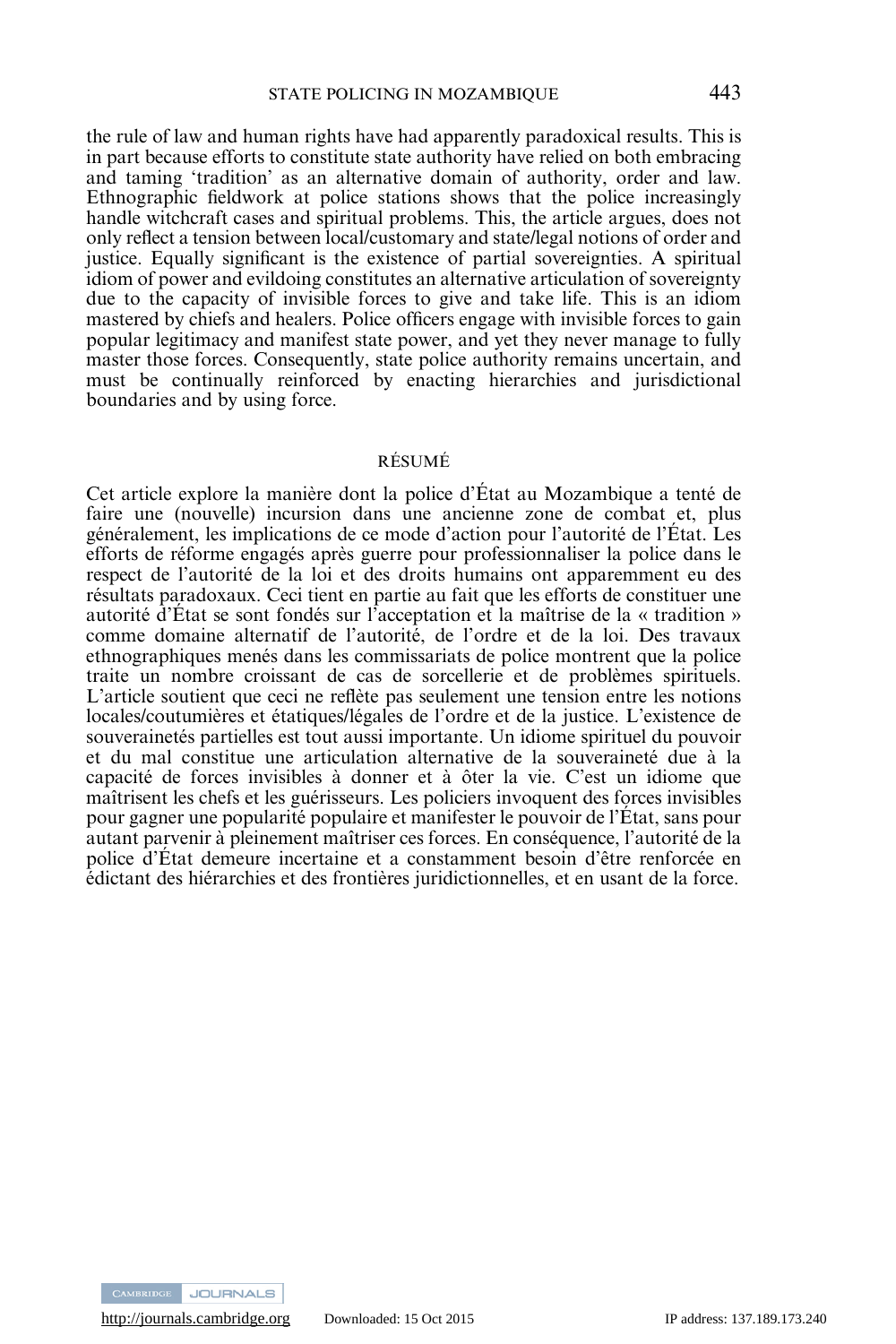the rule of law and human rights have had apparently paradoxical results. This is in part because efforts to constitute state authority have relied on both embracing and taming 'tradition' as an alternative domain of authority, order and law. Ethnographic fieldwork at police stations shows that the police increasingly handle witchcraft cases and spiritual problems. This, the article argues, does not only reflect a tension between local/customary and state/legal notions of order and justice. Equally significant is the existence of partial sovereignties. A spiritual idiom of power and evildoing constitutes an alternative articulation of sovereignty due to the capacity of invisible forces to give and take life. This is an idiom mastered by chiefs and healers. Police officers engage with invisible forces to gain popular legitimacy and manifest state power, and yet they never manage to fully master those forces. Consequently, state police authority remains uncertain, and must be continually reinforced by enacting hierarchies and jurisdictional boundaries and by using force.

## RÉSUMÉ

Cet article explore la manière dont la police d'État au Mozambique a tenté de faire une (nouvelle) incursion dans une ancienne zone de combat et, plus généralement, les implications de ce mode d'action pour l'autorité de l'État. Les efforts de réforme engagés après guerre pour professionnaliser la police dans le respect de l'autorité de la loi et des droits humains ont apparemment eu des résultats paradoxaux. Ceci tient en partie au fait que les efforts de constituer une autorité d'État se sont fondés sur l'acceptation et la maîtrise de la « tradition » comme domaine alternatif de l'autorité, de l'ordre et de la loi. Des travaux ethnographiques menés dans les commissariats de police montrent que la police traite un nombre croissant de cas de sorcellerie et de problèmes spirituels. L'article soutient que ceci ne reflète pas seulement une tension entre les notions locales/coutumières et étatiques/légales de l'ordre et de la justice. L'existence de souverainetés partielles est tout aussi importante. Un idiome spirituel du pouvoir et du mal constitue une articulation alternative de la souveraineté due à la capacité de forces invisibles à donner et à ôter la vie. C'est un idiome que maîtrisent les chefs et les guérisseurs. Les policiers invoquent des forces invisibles pour gagner une popularité populaire et manifester le pouvoir de l'État, sans pour autant parvenir à pleinement maîtriser ces forces. En conséquence, l'autorité de la police d'État demeure incertaine et a constamment besoin d'être renforcée en édictant des hiérarchies et des frontières juridictionnelles, et en usant de la force.